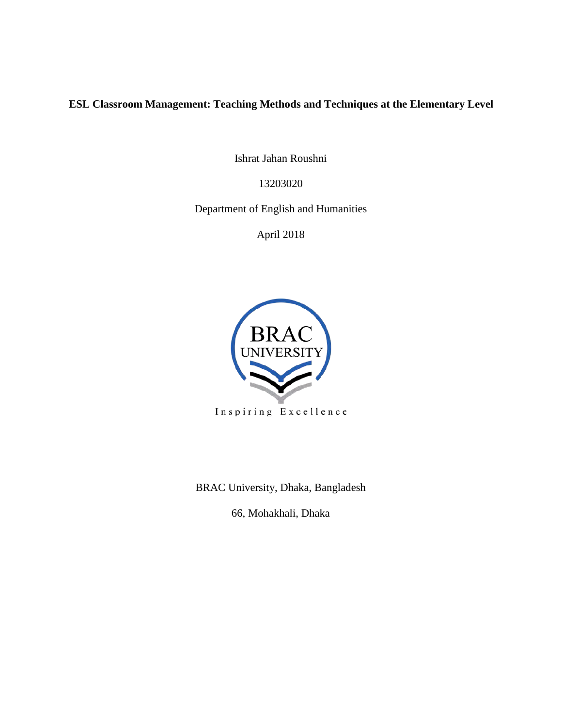**ESL Classroom Management: Teaching Methods and Techniques at the Elementary Level**

Ishrat Jahan Roushni

13203020

Department of English and Humanities

April 2018

BRAC UNIVERSITY

Inspiring Excellence

BRAC University, Dhaka, Bangladesh

66, Mohakhali, Dhaka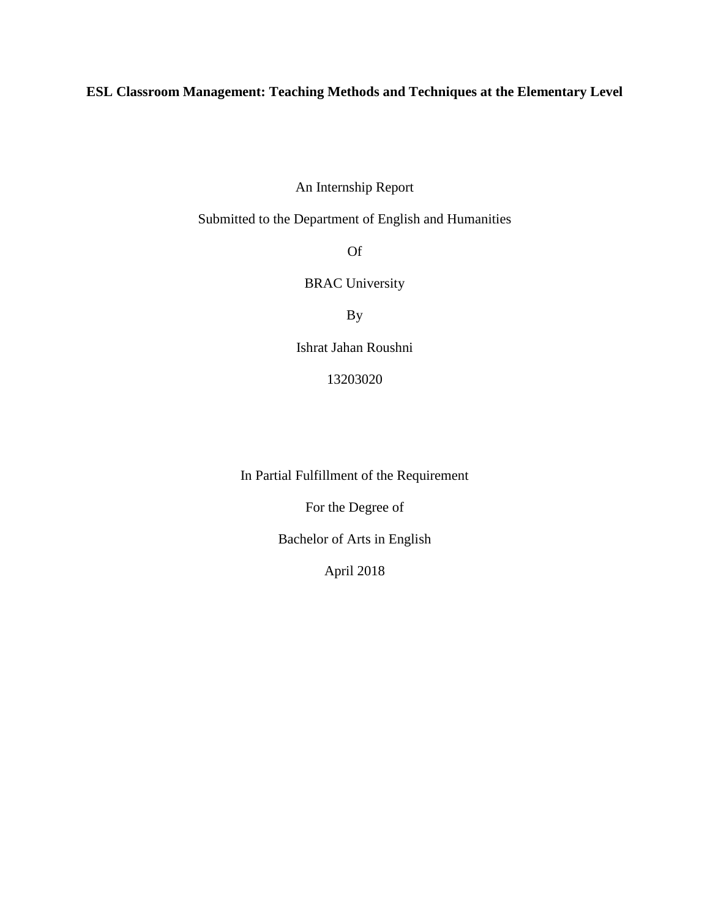# ESL Classroom Management: Teaching Methods and Techniques at the Elementary Level

An Internship Report

Submitted to the Department of English and Humanities

Of

BRAC University

By

Ishrat Jahan Roushni

13203020

In Partial Fulfillment of the Requirement

For the Degree of

Bachelor of Arts in English

April 2018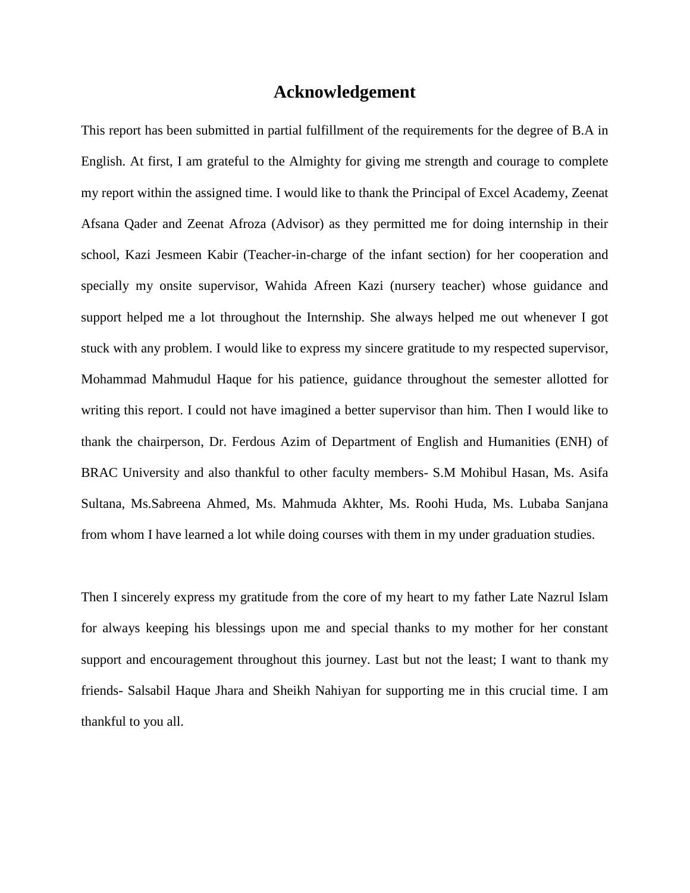# Acknowledgement

This report has been submitted in partial fulfillment of the requirements for the degree of B.A in English. At first, I am grateful to the Almighty for giving me strength and courage to complete my report within the assigned time. I would like to thank the Principal of Excel Academy, Zeenat Afsana Qader and Zeenat Afroza (Advisor) as they permitted me for doing internship in their school, Kazi Jesmeen Kabir (Teacher-in-charge of the infant section) for her cooperation and specially my onsite supervisor, Wahida Afreen Kazi (nursery teacher) whose guidance and support helped me a lot throughout the Internship. She always helped me out whenever I got stuck with any problem. I would like to express my sincere gratitude to my respected supervisor, Mohammad Mahmudul Haque for his patience, guidance throughout the semester allotted for writing this report. I could not have imagined a better supervisor than him. Then I would like to thank the chairperson, Dr. Ferdous Azim of Department of English and Humanities (ENH) of BRAC University and also thankful to other faculty members- S.M Mohibul Hasan, Ms. Asifa Sultana, Ms.Sabreena Ahmed, Ms. Mahmuda Akhter, Ms. Roohi Huda, Ms. Lubaba Sanjana from whom I have learned a lot while doing courses with them in my under graduation studies.

Then I sincerely express my gratitude from the core of my heart to my father Late Nazrul Islam for always keeping his blessings upon me and special thanks to my mother for her constant support and encouragement throughout this journey. Last but not the least; I want to thank my friends- Salsabil Haque Jhara and Sheikh Nahiyan for supporting me in this crucial time. I am thankful to you all.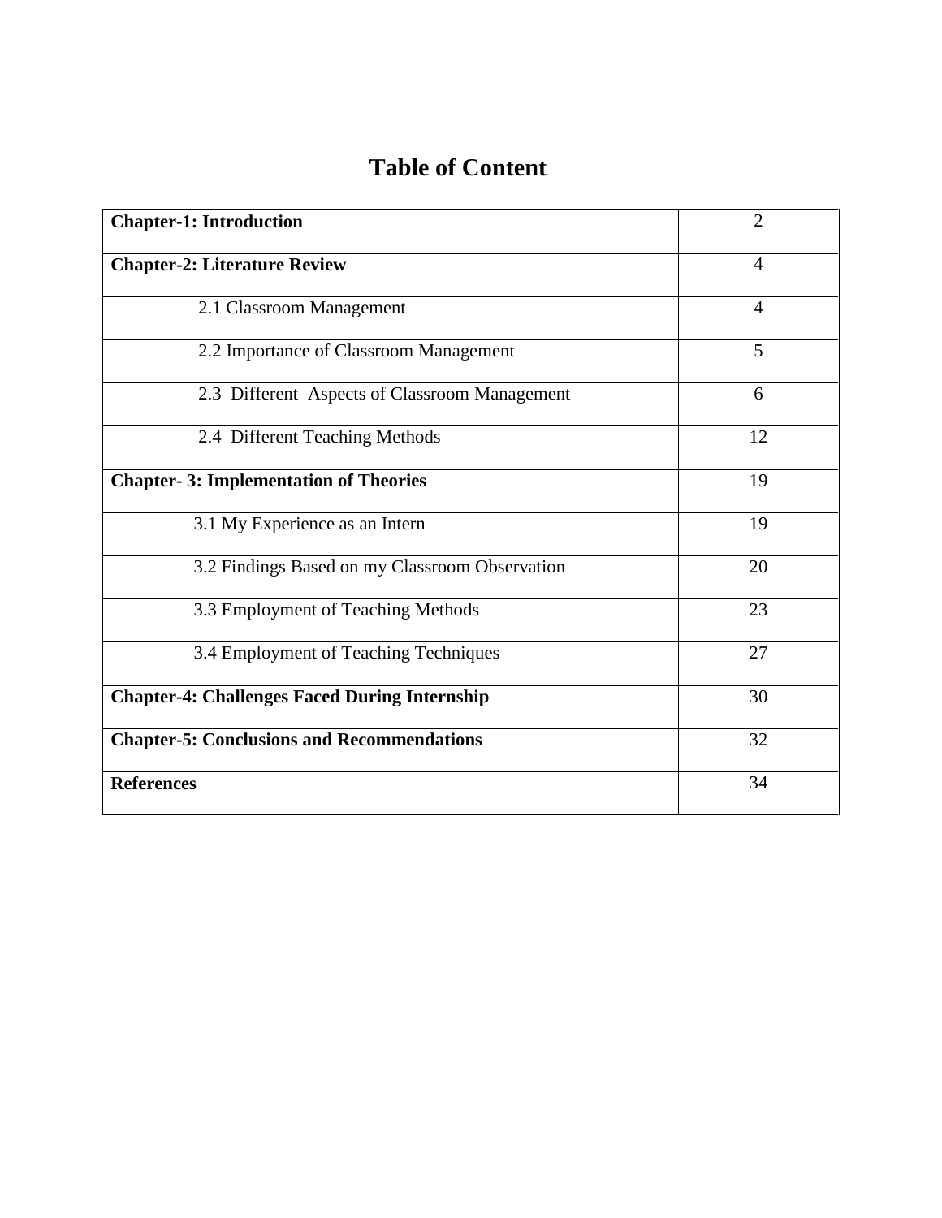# Table of Content

| | |
|---|---|
| **Chapter-1: Introduction** | 2 |
| **Chapter-2: Literature Review** | 4 |
| 2.1 Classroom Management | 4 |
| 2.2 Importance of Classroom Management | 5 |
| 2.3 Different Aspects of Classroom Management | 6 |
| 2.4 Different Teaching Methods | 12 |
| **Chapter- 3: Implementation of Theories** | 19 |
| 3.1 My Experience as an Intern | 19 |
| 3.2 Findings Based on my Classroom Observation | 20 |
| 3.3 Employment of Teaching Methods | 23 |
| 3.4 Employment of Teaching Techniques | 27 |
| **Chapter-4: Challenges Faced During Internship** | 30 |
| **Chapter-5: Conclusions and Recommendations** | 32 |
| **References** | 34 |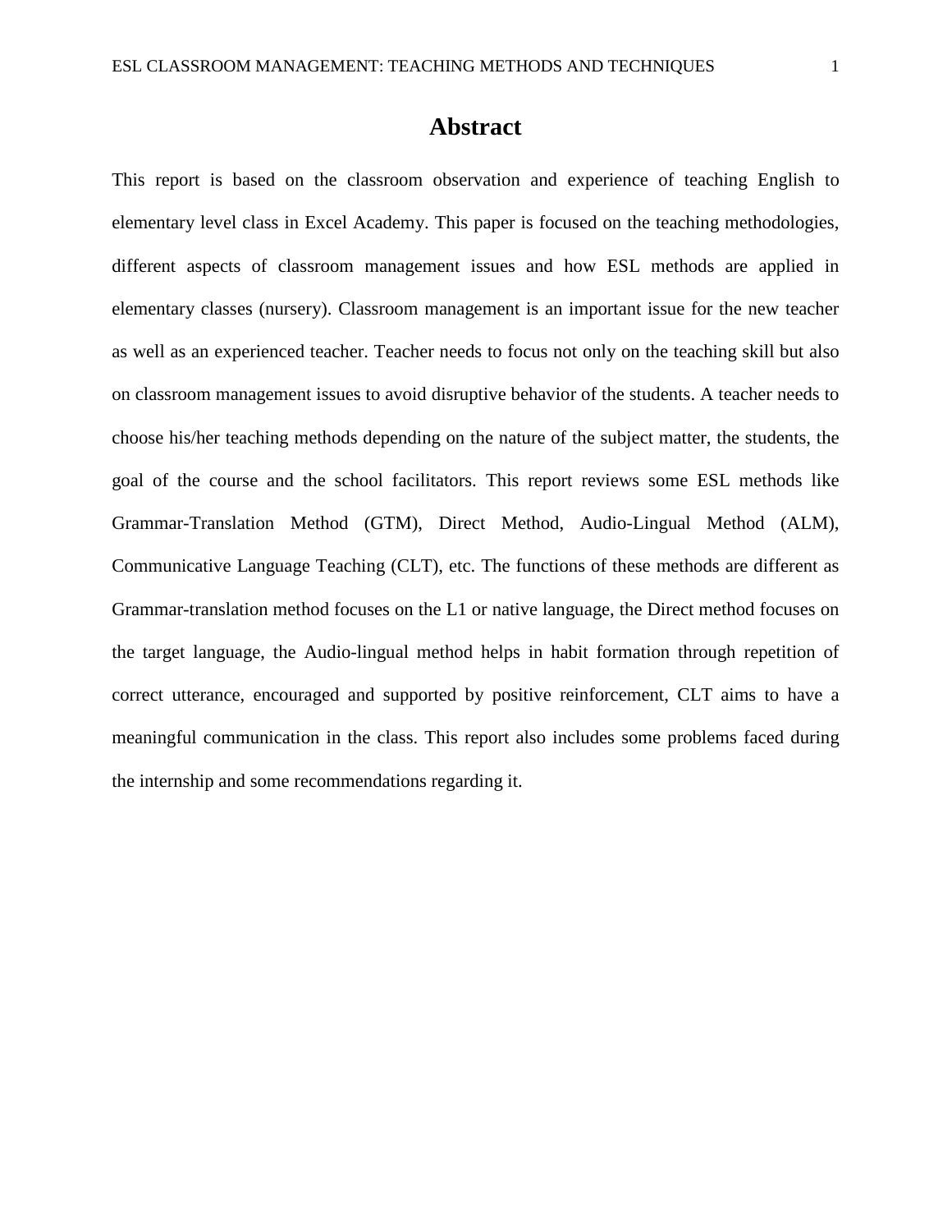# Abstract

This report is based on the classroom observation and experience of teaching English to elementary level class in Excel Academy. This paper is focused on the teaching methodologies, different aspects of classroom management issues and how ESL methods are applied in elementary classes (nursery). Classroom management is an important issue for the new teacher as well as an experienced teacher. Teacher needs to focus not only on the teaching skill but also on classroom management issues to avoid disruptive behavior of the students. A teacher needs to choose his/her teaching methods depending on the nature of the subject matter, the students, the goal of the course and the school facilitators. This report reviews some ESL methods like Grammar-Translation Method (GTM), Direct Method, Audio-Lingual Method (ALM), Communicative Language Teaching (CLT), etc. The functions of these methods are different as Grammar-translation method focuses on the L1 or native language, the Direct method focuses on the target language, the Audio-lingual method helps in habit formation through repetition of correct utterance, encouraged and supported by positive reinforcement, CLT aims to have a meaningful communication in the class. This report also includes some problems faced during the internship and some recommendations regarding it.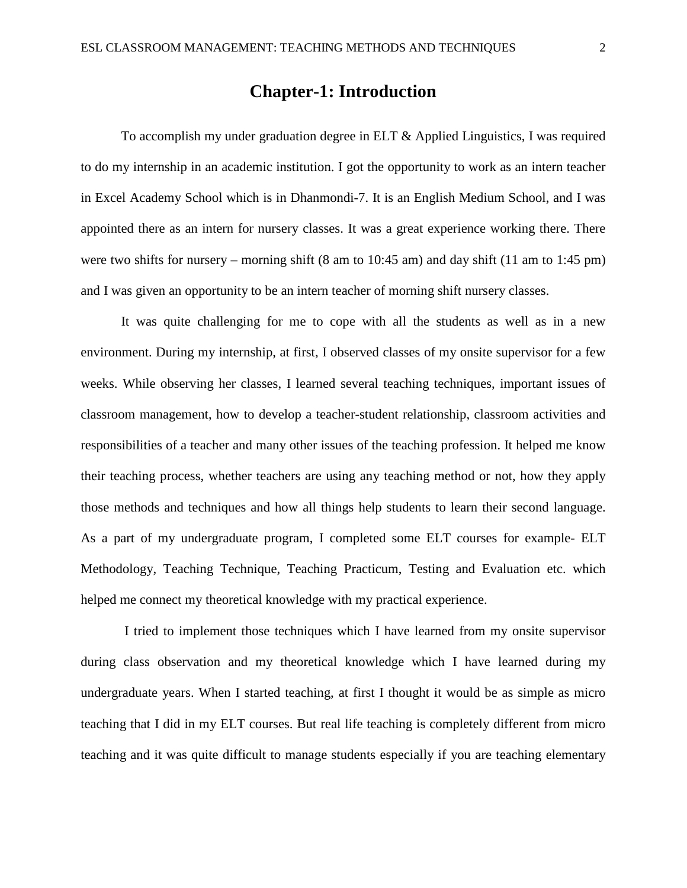# Chapter-1: Introduction

To accomplish my under graduation degree in ELT & Applied Linguistics, I was required to do my internship in an academic institution. I got the opportunity to work as an intern teacher in Excel Academy School which is in Dhanmondi-7. It is an English Medium School, and I was appointed there as an intern for nursery classes. It was a great experience working there. There were two shifts for nursery – morning shift (8 am to 10:45 am) and day shift (11 am to 1:45 pm) and I was given an opportunity to be an intern teacher of morning shift nursery classes.

It was quite challenging for me to cope with all the students as well as in a new environment. During my internship, at first, I observed classes of my onsite supervisor for a few weeks. While observing her classes, I learned several teaching techniques, important issues of classroom management, how to develop a teacher-student relationship, classroom activities and responsibilities of a teacher and many other issues of the teaching profession. It helped me know their teaching process, whether teachers are using any teaching method or not, how they apply those methods and techniques and how all things help students to learn their second language. As a part of my undergraduate program, I completed some ELT courses for example- ELT Methodology, Teaching Technique, Teaching Practicum, Testing and Evaluation etc. which helped me connect my theoretical knowledge with my practical experience.

I tried to implement those techniques which I have learned from my onsite supervisor during class observation and my theoretical knowledge which I have learned during my undergraduate years. When I started teaching, at first I thought it would be as simple as micro teaching that I did in my ELT courses. But real life teaching is completely different from micro teaching and it was quite difficult to manage students especially if you are teaching elementary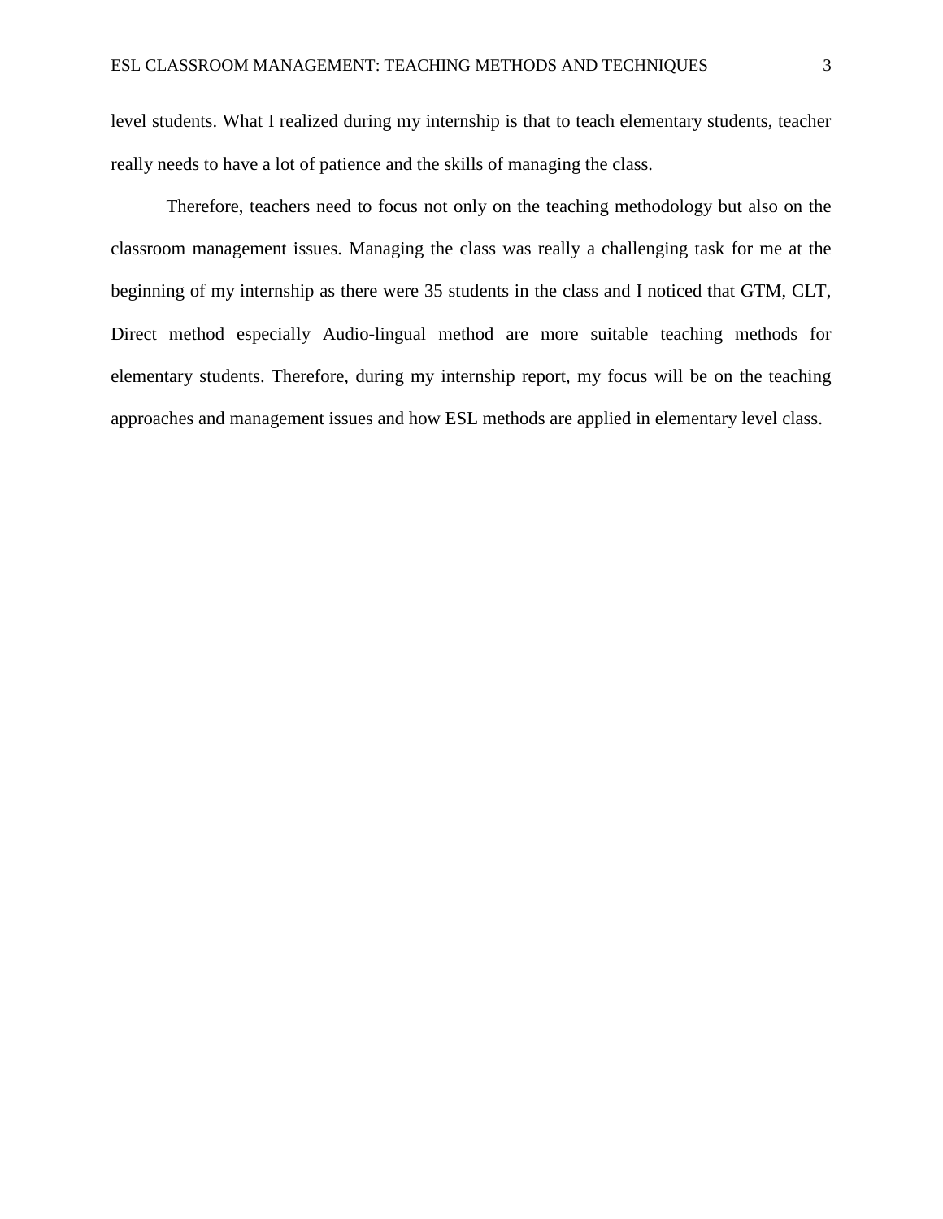level students. What I realized during my internship is that to teach elementary students, teacher really needs to have a lot of patience and the skills of managing the class.

Therefore, teachers need to focus not only on the teaching methodology but also on the classroom management issues. Managing the class was really a challenging task for me at the beginning of my internship as there were 35 students in the class and I noticed that GTM, CLT, Direct method especially Audio-lingual method are more suitable teaching methods for elementary students. Therefore, during my internship report, my focus will be on the teaching approaches and management issues and how ESL methods are applied in elementary level class.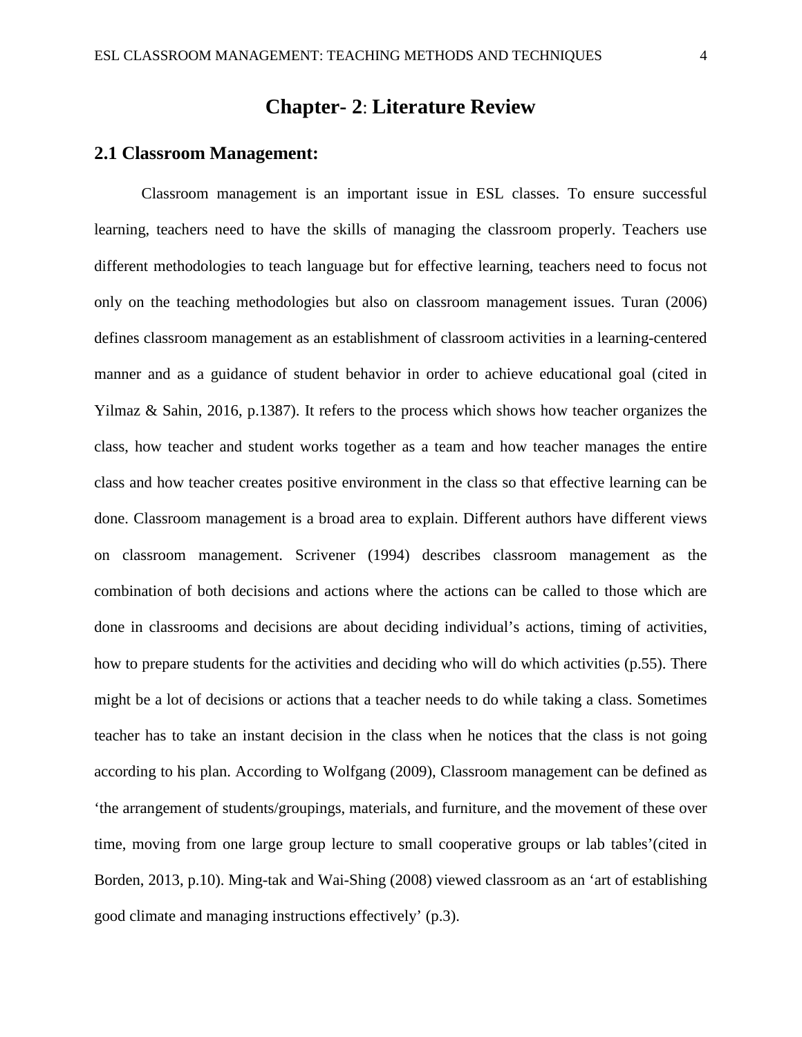# Chapter- 2: Literature Review

## 2.1 Classroom Management:

Classroom management is an important issue in ESL classes. To ensure successful learning, teachers need to have the skills of managing the classroom properly. Teachers use different methodologies to teach language but for effective learning, teachers need to focus not only on the teaching methodologies but also on classroom management issues. Turan (2006) defines classroom management as an establishment of classroom activities in a learning-centered manner and as a guidance of student behavior in order to achieve educational goal (cited in Yilmaz & Sahin, 2016, p.1387). It refers to the process which shows how teacher organizes the class, how teacher and student works together as a team and how teacher manages the entire class and how teacher creates positive environment in the class so that effective learning can be done. Classroom management is a broad area to explain. Different authors have different views on classroom management. Scrivener (1994) describes classroom management as the combination of both decisions and actions where the actions can be called to those which are done in classrooms and decisions are about deciding individual's actions, timing of activities, how to prepare students for the activities and deciding who will do which activities (p.55). There might be a lot of decisions or actions that a teacher needs to do while taking a class. Sometimes teacher has to take an instant decision in the class when he notices that the class is not going according to his plan. According to Wolfgang (2009), Classroom management can be defined as 'the arrangement of students/groupings, materials, and furniture, and the movement of these over time, moving from one large group lecture to small cooperative groups or lab tables'(cited in Borden, 2013, p.10). Ming-tak and Wai-Shing (2008) viewed classroom as an 'art of establishing good climate and managing instructions effectively' (p.3).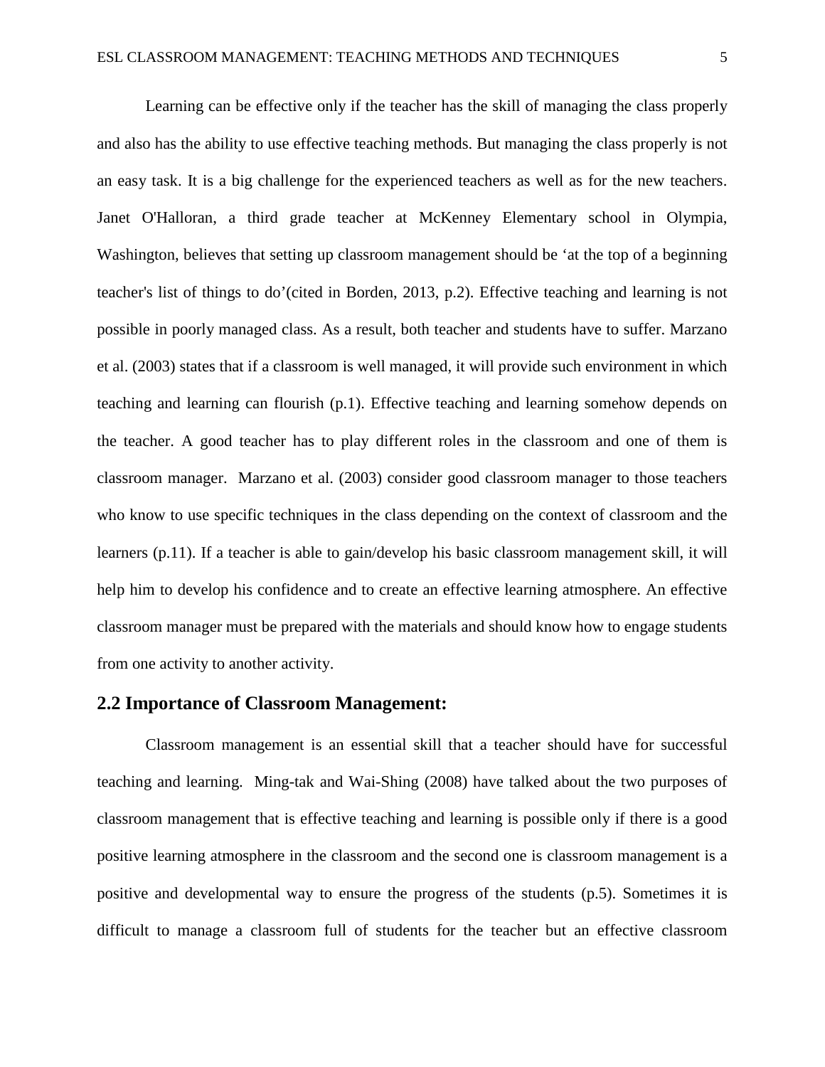Learning can be effective only if the teacher has the skill of managing the class properly and also has the ability to use effective teaching methods. But managing the class properly is not an easy task. It is a big challenge for the experienced teachers as well as for the new teachers. Janet O'Halloran, a third grade teacher at McKenney Elementary school in Olympia, Washington, believes that setting up classroom management should be 'at the top of a beginning teacher's list of things to do'(cited in Borden, 2013, p.2). Effective teaching and learning is not possible in poorly managed class. As a result, both teacher and students have to suffer. Marzano et al. (2003) states that if a classroom is well managed, it will provide such environment in which teaching and learning can flourish (p.1). Effective teaching and learning somehow depends on the teacher. A good teacher has to play different roles in the classroom and one of them is classroom manager. Marzano et al. (2003) consider good classroom manager to those teachers who know to use specific techniques in the class depending on the context of classroom and the learners (p.11). If a teacher is able to gain/develop his basic classroom management skill, it will help him to develop his confidence and to create an effective learning atmosphere. An effective classroom manager must be prepared with the materials and should know how to engage students from one activity to another activity.

## 2.2 Importance of Classroom Management:

Classroom management is an essential skill that a teacher should have for successful teaching and learning. Ming-tak and Wai-Shing (2008) have talked about the two purposes of classroom management that is effective teaching and learning is possible only if there is a good positive learning atmosphere in the classroom and the second one is classroom management is a positive and developmental way to ensure the progress of the students (p.5). Sometimes it is difficult to manage a classroom full of students for the teacher but an effective classroom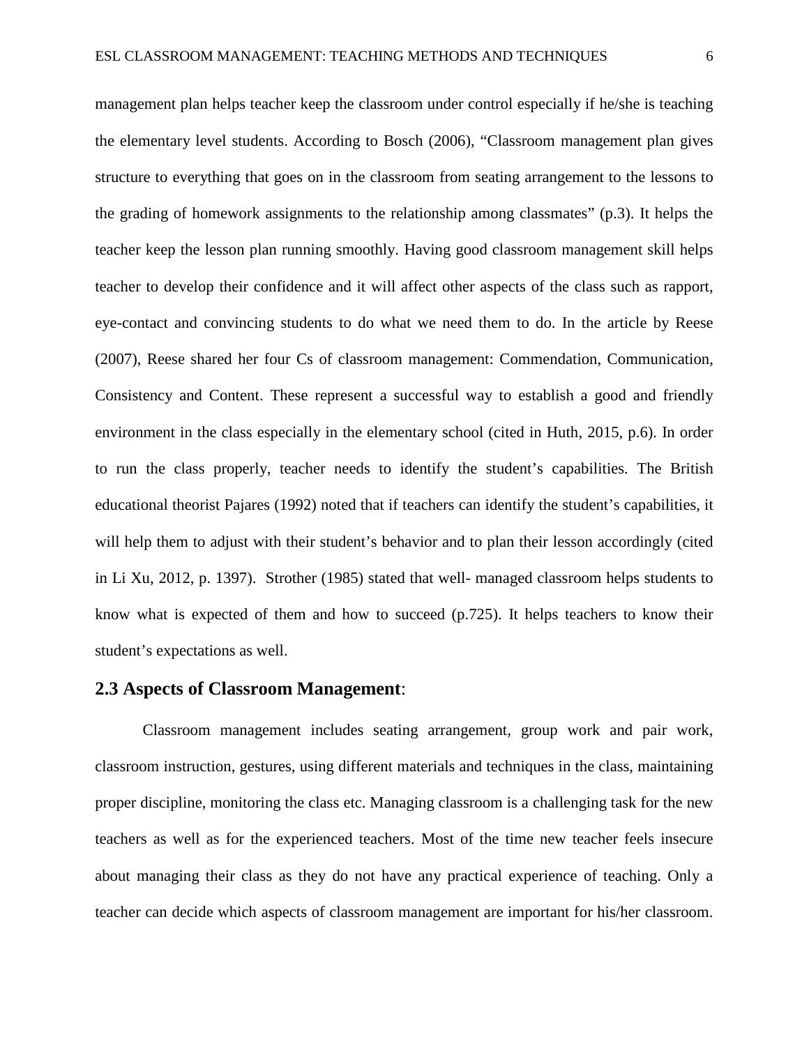management plan helps teacher keep the classroom under control especially if he/she is teaching the elementary level students. According to Bosch (2006), "Classroom management plan gives structure to everything that goes on in the classroom from seating arrangement to the lessons to the grading of homework assignments to the relationship among classmates" (p.3). It helps the teacher keep the lesson plan running smoothly. Having good classroom management skill helps teacher to develop their confidence and it will affect other aspects of the class such as rapport, eye-contact and convincing students to do what we need them to do. In the article by Reese (2007), Reese shared her four Cs of classroom management: Commendation, Communication, Consistency and Content. These represent a successful way to establish a good and friendly environment in the class especially in the elementary school (cited in Huth, 2015, p.6). In order to run the class properly, teacher needs to identify the student's capabilities. The British educational theorist Pajares (1992) noted that if teachers can identify the student's capabilities, it will help them to adjust with their student's behavior and to plan their lesson accordingly (cited in Li Xu, 2012, p. 1397). Strother (1985) stated that well- managed classroom helps students to know what is expected of them and how to succeed (p.725). It helps teachers to know their student's expectations as well.

## 2.3 Aspects of Classroom Management:

Classroom management includes seating arrangement, group work and pair work, classroom instruction, gestures, using different materials and techniques in the class, maintaining proper discipline, monitoring the class etc. Managing classroom is a challenging task for the new teachers as well as for the experienced teachers. Most of the time new teacher feels insecure about managing their class as they do not have any practical experience of teaching. Only a teacher can decide which aspects of classroom management are important for his/her classroom.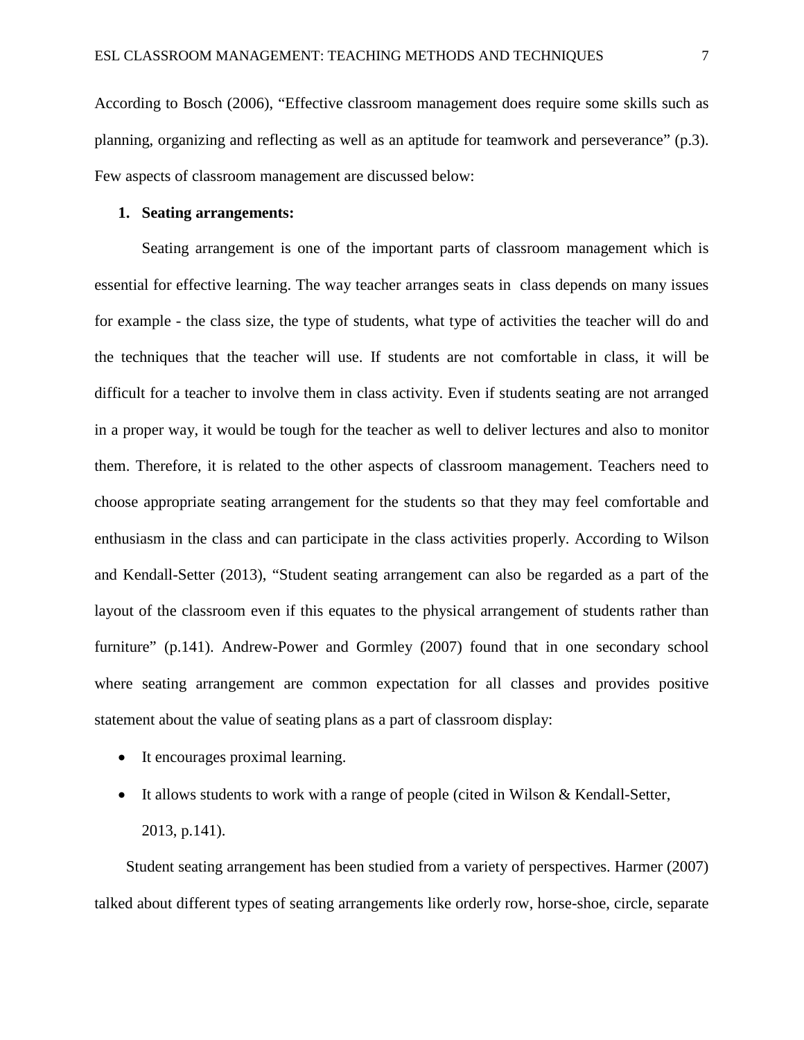According to Bosch (2006), "Effective classroom management does require some skills such as planning, organizing and reflecting as well as an aptitude for teamwork and perseverance" (p.3). Few aspects of classroom management are discussed below:

1. **Seating arrangements:**

Seating arrangement is one of the important parts of classroom management which is essential for effective learning. The way teacher arranges seats in class depends on many issues for example - the class size, the type of students, what type of activities the teacher will do and the techniques that the teacher will use. If students are not comfortable in class, it will be difficult for a teacher to involve them in class activity. Even if students seating are not arranged in a proper way, it would be tough for the teacher as well to deliver lectures and also to monitor them. Therefore, it is related to the other aspects of classroom management. Teachers need to choose appropriate seating arrangement for the students so that they may feel comfortable and enthusiasm in the class and can participate in the class activities properly. According to Wilson and Kendall-Setter (2013), "Student seating arrangement can also be regarded as a part of the layout of the classroom even if this equates to the physical arrangement of students rather than furniture" (p.141). Andrew-Power and Gormley (2007) found that in one secondary school where seating arrangement are common expectation for all classes and provides positive statement about the value of seating plans as a part of classroom display:

- It encourages proximal learning.
- It allows students to work with a range of people (cited in Wilson & Kendall-Setter, 2013, p.141).

Student seating arrangement has been studied from a variety of perspectives. Harmer (2007) talked about different types of seating arrangements like orderly row, horse-shoe, circle, separate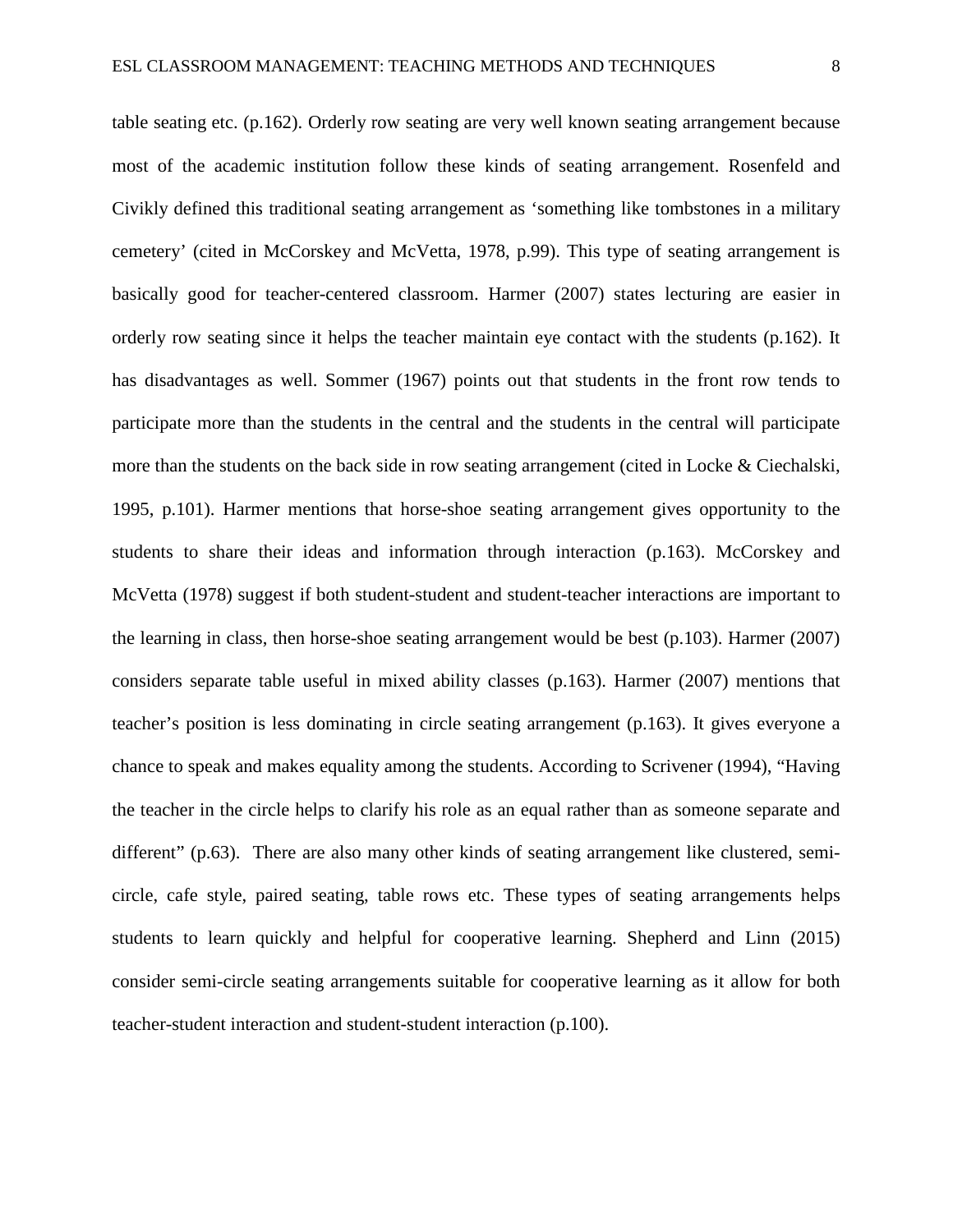table seating etc. (p.162). Orderly row seating are very well known seating arrangement because most of the academic institution follow these kinds of seating arrangement. Rosenfeld and Civikly defined this traditional seating arrangement as 'something like tombstones in a military cemetery' (cited in McCorskey and McVetta, 1978, p.99). This type of seating arrangement is basically good for teacher-centered classroom. Harmer (2007) states lecturing are easier in orderly row seating since it helps the teacher maintain eye contact with the students (p.162). It has disadvantages as well. Sommer (1967) points out that students in the front row tends to participate more than the students in the central and the students in the central will participate more than the students on the back side in row seating arrangement (cited in Locke & Ciechalski, 1995, p.101). Harmer mentions that horse-shoe seating arrangement gives opportunity to the students to share their ideas and information through interaction (p.163). McCorskey and McVetta (1978) suggest if both student-student and student-teacher interactions are important to the learning in class, then horse-shoe seating arrangement would be best (p.103). Harmer (2007) considers separate table useful in mixed ability classes (p.163). Harmer (2007) mentions that teacher's position is less dominating in circle seating arrangement (p.163). It gives everyone a chance to speak and makes equality among the students. According to Scrivener (1994), "Having the teacher in the circle helps to clarify his role as an equal rather than as someone separate and different" (p.63). There are also many other kinds of seating arrangement like clustered, semi-circle, cafe style, paired seating, table rows etc. These types of seating arrangements helps students to learn quickly and helpful for cooperative learning. Shepherd and Linn (2015) consider semi-circle seating arrangements suitable for cooperative learning as it allow for both teacher-student interaction and student-student interaction (p.100).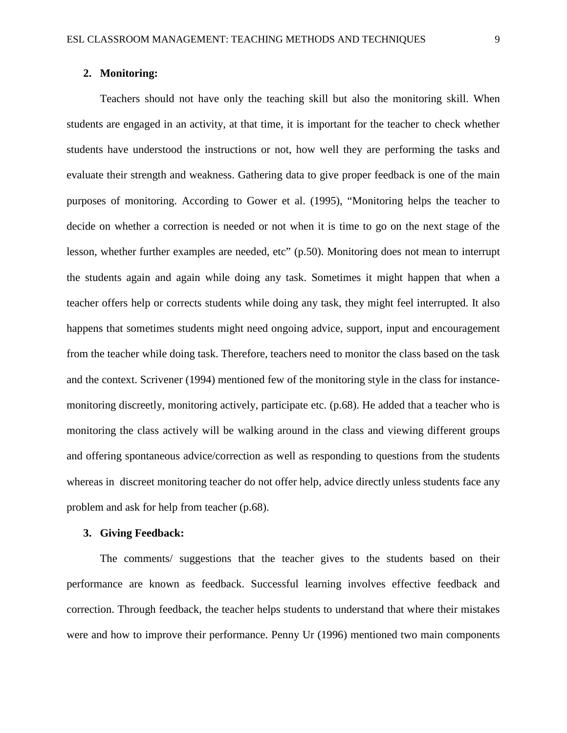**2. Monitoring:**

Teachers should not have only the teaching skill but also the monitoring skill. When students are engaged in an activity, at that time, it is important for the teacher to check whether students have understood the instructions or not, how well they are performing the tasks and evaluate their strength and weakness. Gathering data to give proper feedback is one of the main purposes of monitoring. According to Gower et al. (1995), "Monitoring helps the teacher to decide on whether a correction is needed or not when it is time to go on the next stage of the lesson, whether further examples are needed, etc" (p.50). Monitoring does not mean to interrupt the students again and again while doing any task. Sometimes it might happen that when a teacher offers help or corrects students while doing any task, they might feel interrupted. It also happens that sometimes students might need ongoing advice, support, input and encouragement from the teacher while doing task. Therefore, teachers need to monitor the class based on the task and the context. Scrivener (1994) mentioned few of the monitoring style in the class for instance- monitoring discreetly, monitoring actively, participate etc. (p.68). He added that a teacher who is monitoring the class actively will be walking around in the class and viewing different groups and offering spontaneous advice/correction as well as responding to questions from the students whereas in discreet monitoring teacher do not offer help, advice directly unless students face any problem and ask for help from teacher (p.68).

**3. Giving Feedback:**

The comments/ suggestions that the teacher gives to the students based on their performance are known as feedback. Successful learning involves effective feedback and correction. Through feedback, the teacher helps students to understand that where their mistakes were and how to improve their performance. Penny Ur (1996) mentioned two main components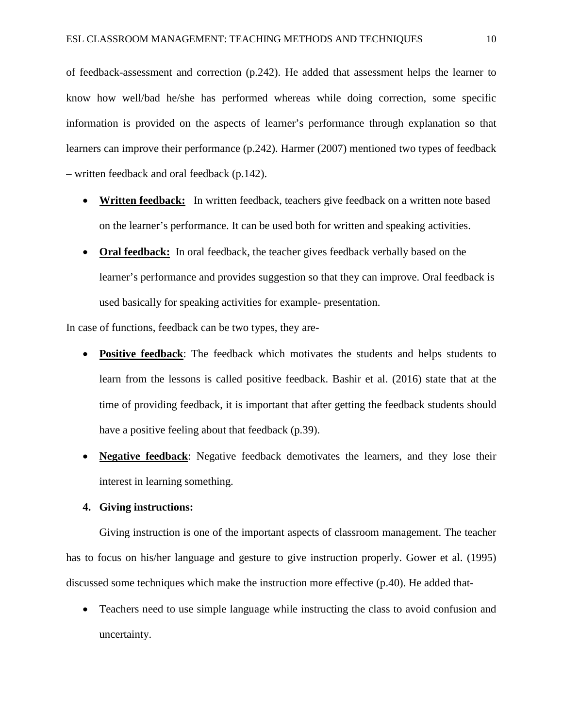of feedback-assessment and correction (p.242). He added that assessment helps the learner to know how well/bad he/she has performed whereas while doing correction, some specific information is provided on the aspects of learner's performance through explanation so that learners can improve their performance (p.242). Harmer (2007) mentioned two types of feedback – written feedback and oral feedback (p.142).

- **Written feedback:** In written feedback, teachers give feedback on a written note based on the learner's performance. It can be used both for written and speaking activities.
- **Oral feedback:** In oral feedback, the teacher gives feedback verbally based on the learner's performance and provides suggestion so that they can improve. Oral feedback is used basically for speaking activities for example- presentation.

In case of functions, feedback can be two types, they are-

- **Positive feedback**: The feedback which motivates the students and helps students to learn from the lessons is called positive feedback. Bashir et al. (2016) state that at the time of providing feedback, it is important that after getting the feedback students should have a positive feeling about that feedback (p.39).
- **Negative feedback**: Negative feedback demotivates the learners, and they lose their interest in learning something.

**4. Giving instructions:**

Giving instruction is one of the important aspects of classroom management. The teacher has to focus on his/her language and gesture to give instruction properly. Gower et al. (1995) discussed some techniques which make the instruction more effective (p.40). He added that-

- Teachers need to use simple language while instructing the class to avoid confusion and uncertainty.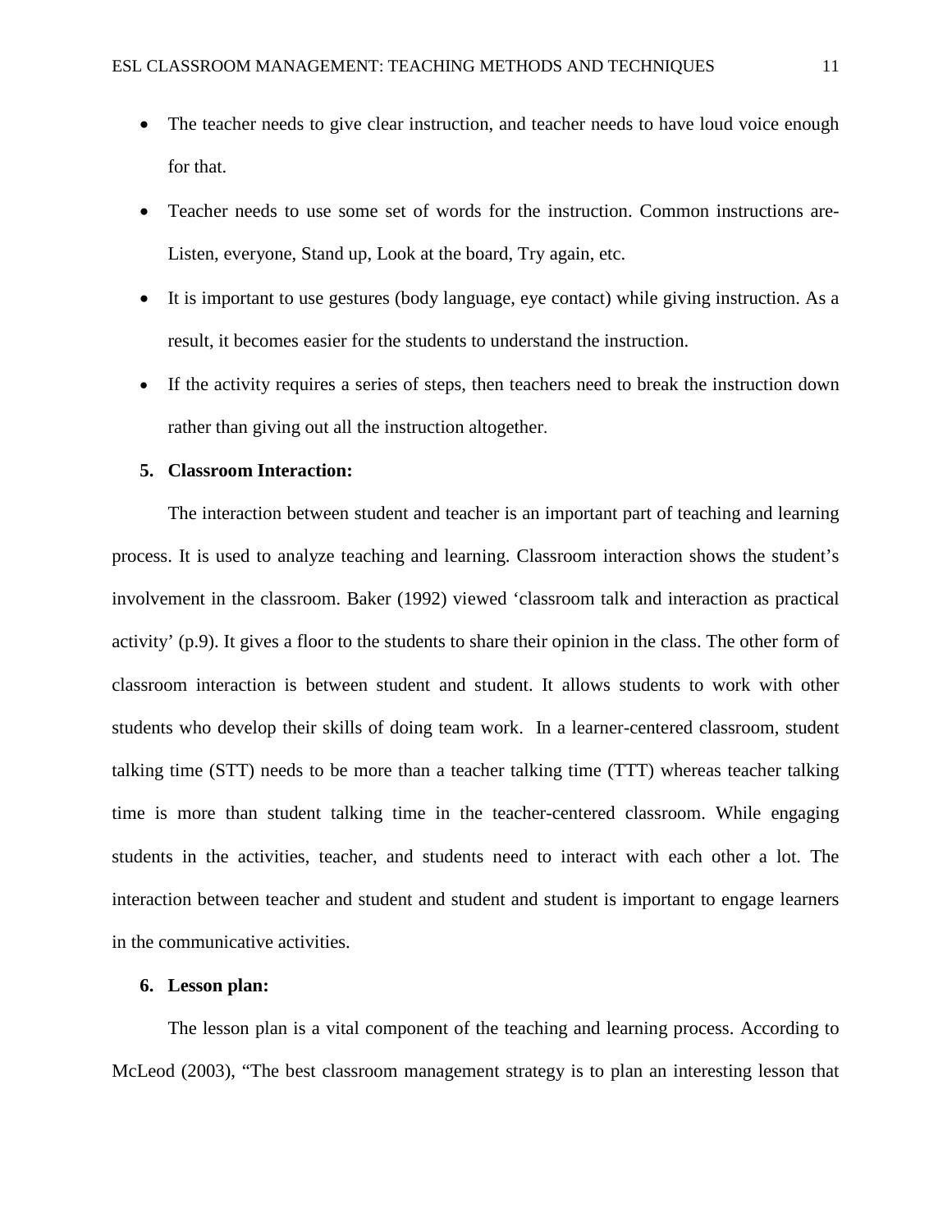- The teacher needs to give clear instruction, and teacher needs to have loud voice enough for that.
- Teacher needs to use some set of words for the instruction. Common instructions are- Listen, everyone, Stand up, Look at the board, Try again, etc.
- It is important to use gestures (body language, eye contact) while giving instruction. As a result, it becomes easier for the students to understand the instruction.
- If the activity requires a series of steps, then teachers need to break the instruction down rather than giving out all the instruction altogether.

**5. Classroom Interaction:**

The interaction between student and teacher is an important part of teaching and learning process. It is used to analyze teaching and learning. Classroom interaction shows the student's involvement in the classroom. Baker (1992) viewed 'classroom talk and interaction as practical activity' (p.9). It gives a floor to the students to share their opinion in the class. The other form of classroom interaction is between student and student. It allows students to work with other students who develop their skills of doing team work. In a learner-centered classroom, student talking time (STT) needs to be more than a teacher talking time (TTT) whereas teacher talking time is more than student talking time in the teacher-centered classroom. While engaging students in the activities, teacher, and students need to interact with each other a lot. The interaction between teacher and student and student and student is important to engage learners in the communicative activities.

**6. Lesson plan:**

The lesson plan is a vital component of the teaching and learning process. According to McLeod (2003), "The best classroom management strategy is to plan an interesting lesson that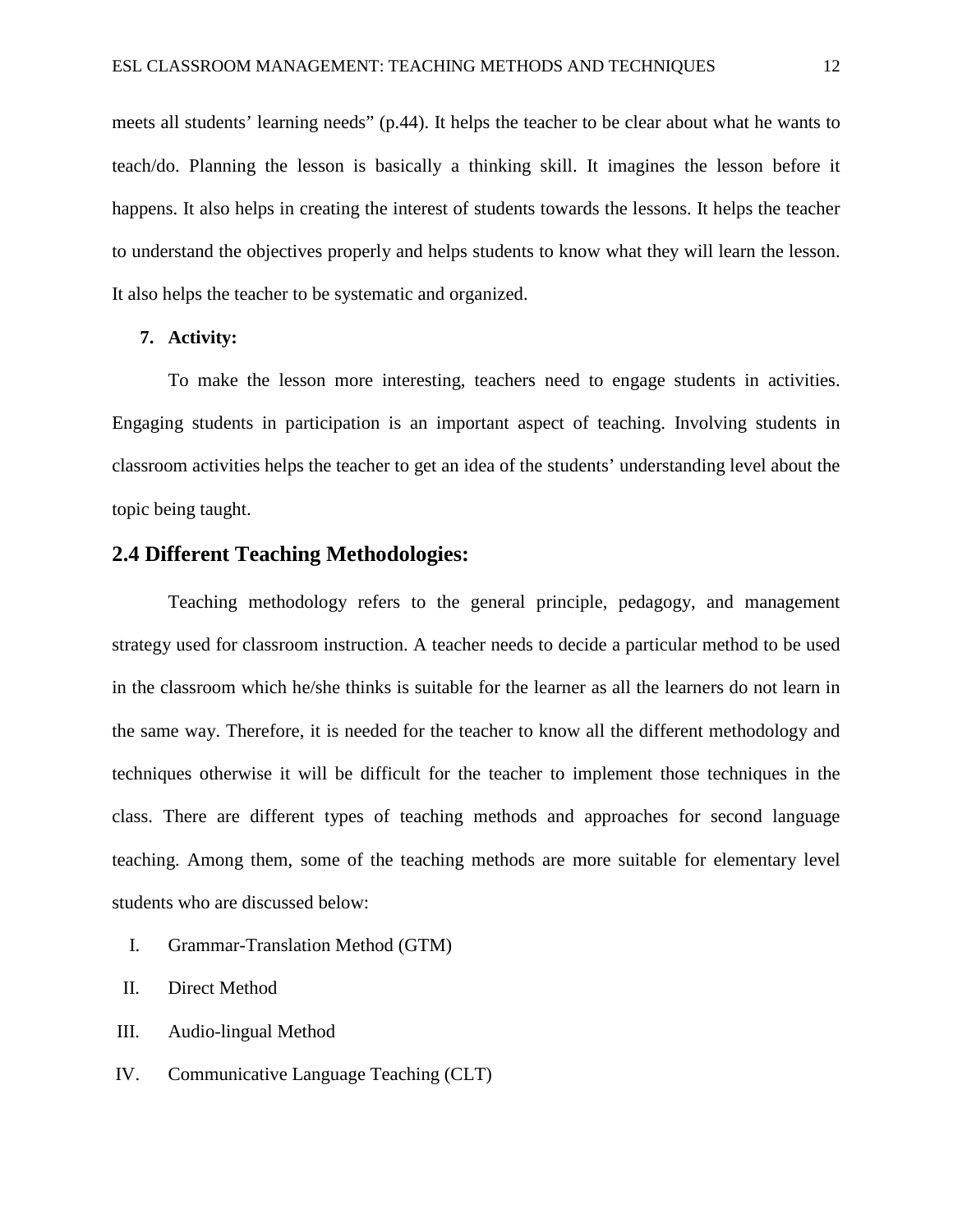meets all students' learning needs" (p.44). It helps the teacher to be clear about what he wants to teach/do. Planning the lesson is basically a thinking skill. It imagines the lesson before it happens. It also helps in creating the interest of students towards the lessons. It helps the teacher to understand the objectives properly and helps students to know what they will learn the lesson. It also helps the teacher to be systematic and organized.

7. **Activity:**

To make the lesson more interesting, teachers need to engage students in activities. Engaging students in participation is an important aspect of teaching. Involving students in classroom activities helps the teacher to get an idea of the students' understanding level about the topic being taught.

## 2.4 Different Teaching Methodologies:

Teaching methodology refers to the general principle, pedagogy, and management strategy used for classroom instruction. A teacher needs to decide a particular method to be used in the classroom which he/she thinks is suitable for the learner as all the learners do not learn in the same way. Therefore, it is needed for the teacher to know all the different methodology and techniques otherwise it will be difficult for the teacher to implement those techniques in the class. There are different types of teaching methods and approaches for second language teaching. Among them, some of the teaching methods are more suitable for elementary level students who are discussed below:

I. Grammar-Translation Method (GTM)

II. Direct Method

III. Audio-lingual Method

IV. Communicative Language Teaching (CLT)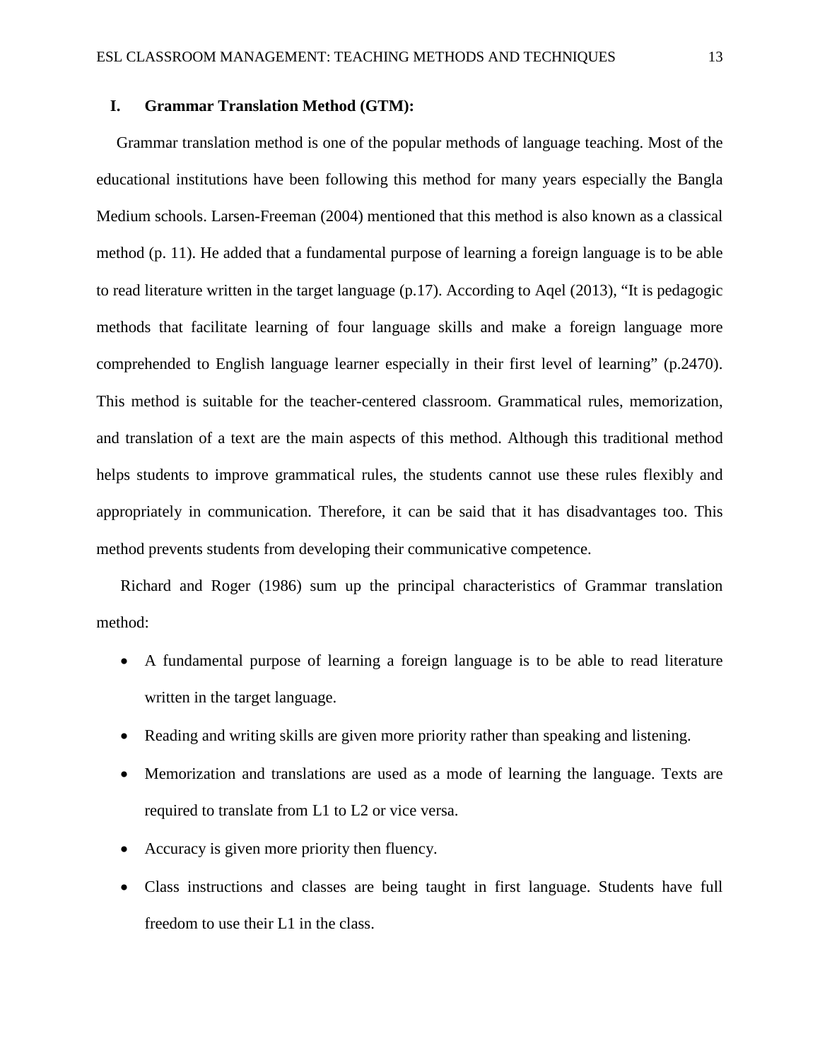### I. Grammar Translation Method (GTM):

Grammar translation method is one of the popular methods of language teaching. Most of the educational institutions have been following this method for many years especially the Bangla Medium schools. Larsen-Freeman (2004) mentioned that this method is also known as a classical method (p. 11). He added that a fundamental purpose of learning a foreign language is to be able to read literature written in the target language (p.17). According to Aqel (2013), "It is pedagogic methods that facilitate learning of four language skills and make a foreign language more comprehended to English language learner especially in their first level of learning" (p.2470). This method is suitable for the teacher-centered classroom. Grammatical rules, memorization, and translation of a text are the main aspects of this method. Although this traditional method helps students to improve grammatical rules, the students cannot use these rules flexibly and appropriately in communication. Therefore, it can be said that it has disadvantages too. This method prevents students from developing their communicative competence.

Richard and Roger (1986) sum up the principal characteristics of Grammar translation method:

- A fundamental purpose of learning a foreign language is to be able to read literature written in the target language.
- Reading and writing skills are given more priority rather than speaking and listening.
- Memorization and translations are used as a mode of learning the language. Texts are required to translate from L1 to L2 or vice versa.
- Accuracy is given more priority then fluency.
- Class instructions and classes are being taught in first language. Students have full freedom to use their L1 in the class.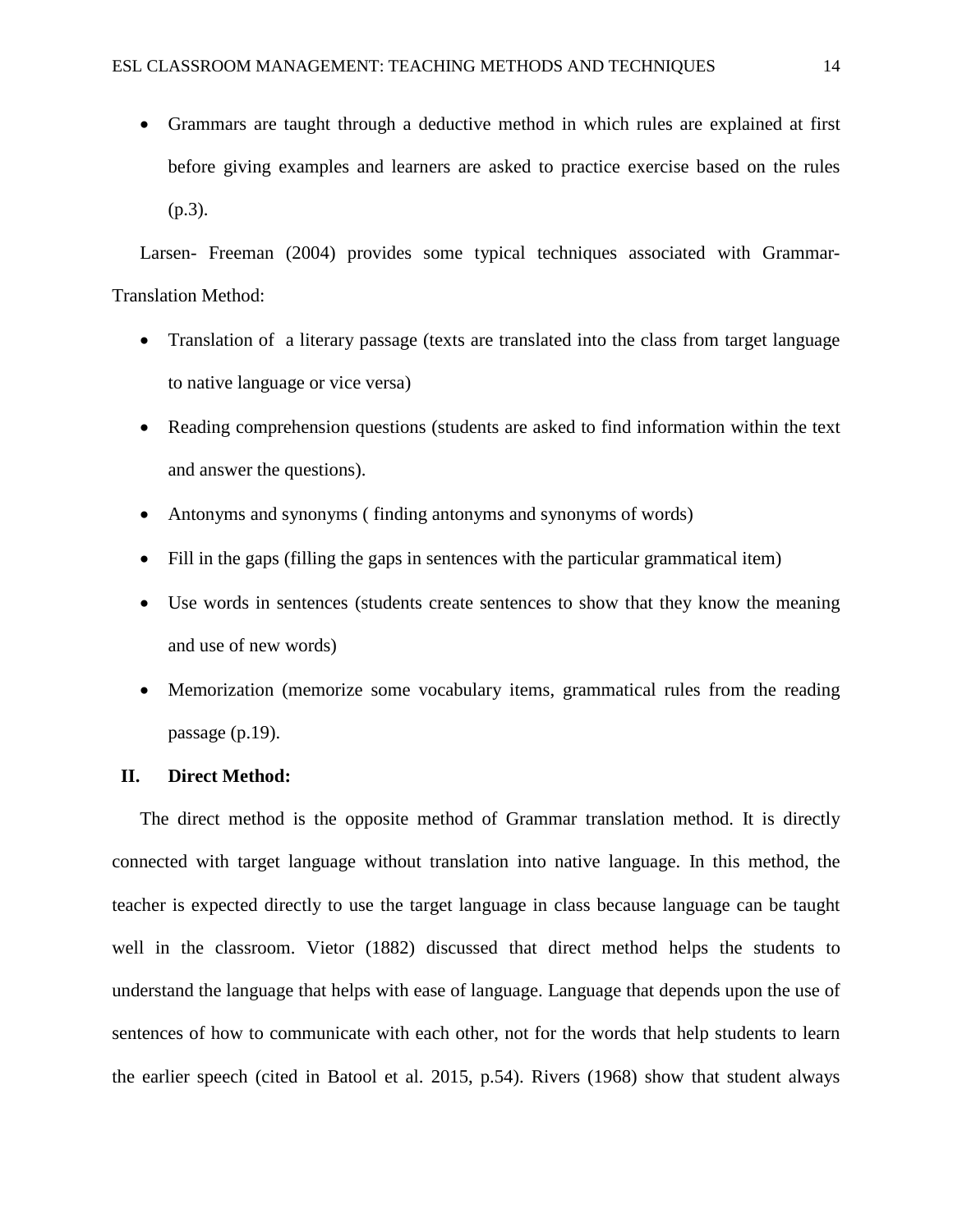- Grammars are taught through a deductive method in which rules are explained at first before giving examples and learners are asked to practice exercise based on the rules (p.3).

Larsen- Freeman (2004) provides some typical techniques associated with Grammar-Translation Method:

- Translation of a literary passage (texts are translated into the class from target language to native language or vice versa)
- Reading comprehension questions (students are asked to find information within the text and answer the questions).
- Antonyms and synonyms ( finding antonyms and synonyms of words)
- Fill in the gaps (filling the gaps in sentences with the particular grammatical item)
- Use words in sentences (students create sentences to show that they know the meaning and use of new words)
- Memorization (memorize some vocabulary items, grammatical rules from the reading passage (p.19).

**II. Direct Method:**

The direct method is the opposite method of Grammar translation method. It is directly connected with target language without translation into native language. In this method, the teacher is expected directly to use the target language in class because language can be taught well in the classroom. Vietor (1882) discussed that direct method helps the students to understand the language that helps with ease of language. Language that depends upon the use of sentences of how to communicate with each other, not for the words that help students to learn the earlier speech (cited in Batool et al. 2015, p.54). Rivers (1968) show that student always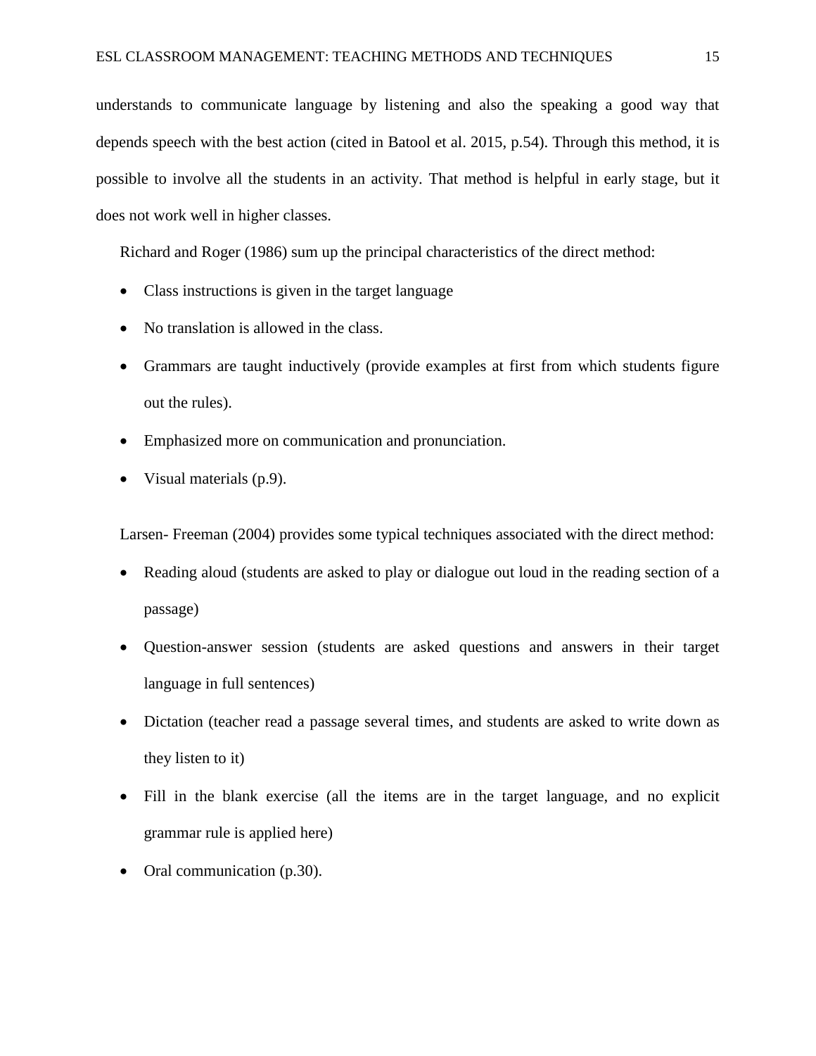understands to communicate language by listening and also the speaking a good way that depends speech with the best action (cited in Batool et al. 2015, p.54). Through this method, it is possible to involve all the students in an activity. That method is helpful in early stage, but it does not work well in higher classes.

Richard and Roger (1986) sum up the principal characteristics of the direct method:

- Class instructions is given in the target language
- No translation is allowed in the class.
- Grammars are taught inductively (provide examples at first from which students figure out the rules).
- Emphasized more on communication and pronunciation.
- Visual materials (p.9).

Larsen- Freeman (2004) provides some typical techniques associated with the direct method:

- Reading aloud (students are asked to play or dialogue out loud in the reading section of a passage)
- Question-answer session (students are asked questions and answers in their target language in full sentences)
- Dictation (teacher read a passage several times, and students are asked to write down as they listen to it)
- Fill in the blank exercise (all the items are in the target language, and no explicit grammar rule is applied here)
- Oral communication (p.30).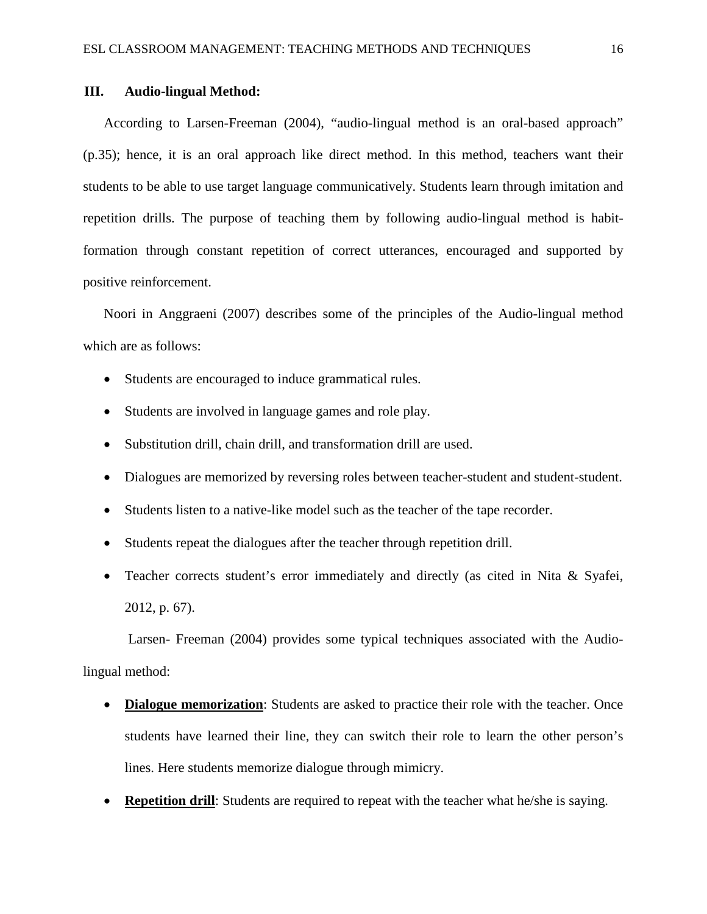### III. Audio-lingual Method:

According to Larsen-Freeman (2004), "audio-lingual method is an oral-based approach" (p.35); hence, it is an oral approach like direct method. In this method, teachers want their students to be able to use target language communicatively. Students learn through imitation and repetition drills. The purpose of teaching them by following audio-lingual method is habit-formation through constant repetition of correct utterances, encouraged and supported by positive reinforcement.

Noori in Anggraeni (2007) describes some of the principles of the Audio-lingual method which are as follows:

- Students are encouraged to induce grammatical rules.
- Students are involved in language games and role play.
- Substitution drill, chain drill, and transformation drill are used.
- Dialogues are memorized by reversing roles between teacher-student and student-student.
- Students listen to a native-like model such as the teacher of the tape recorder.
- Students repeat the dialogues after the teacher through repetition drill.
- Teacher corrects student's error immediately and directly (as cited in Nita & Syafei, 2012, p. 67).

Larsen- Freeman (2004) provides some typical techniques associated with the Audio-lingual method:

- **<u>Dialogue memorization</u>**: Students are asked to practice their role with the teacher. Once students have learned their line, they can switch their role to learn the other person's lines. Here students memorize dialogue through mimicry.
- **<u>Repetition drill</u>**: Students are required to repeat with the teacher what he/she is saying.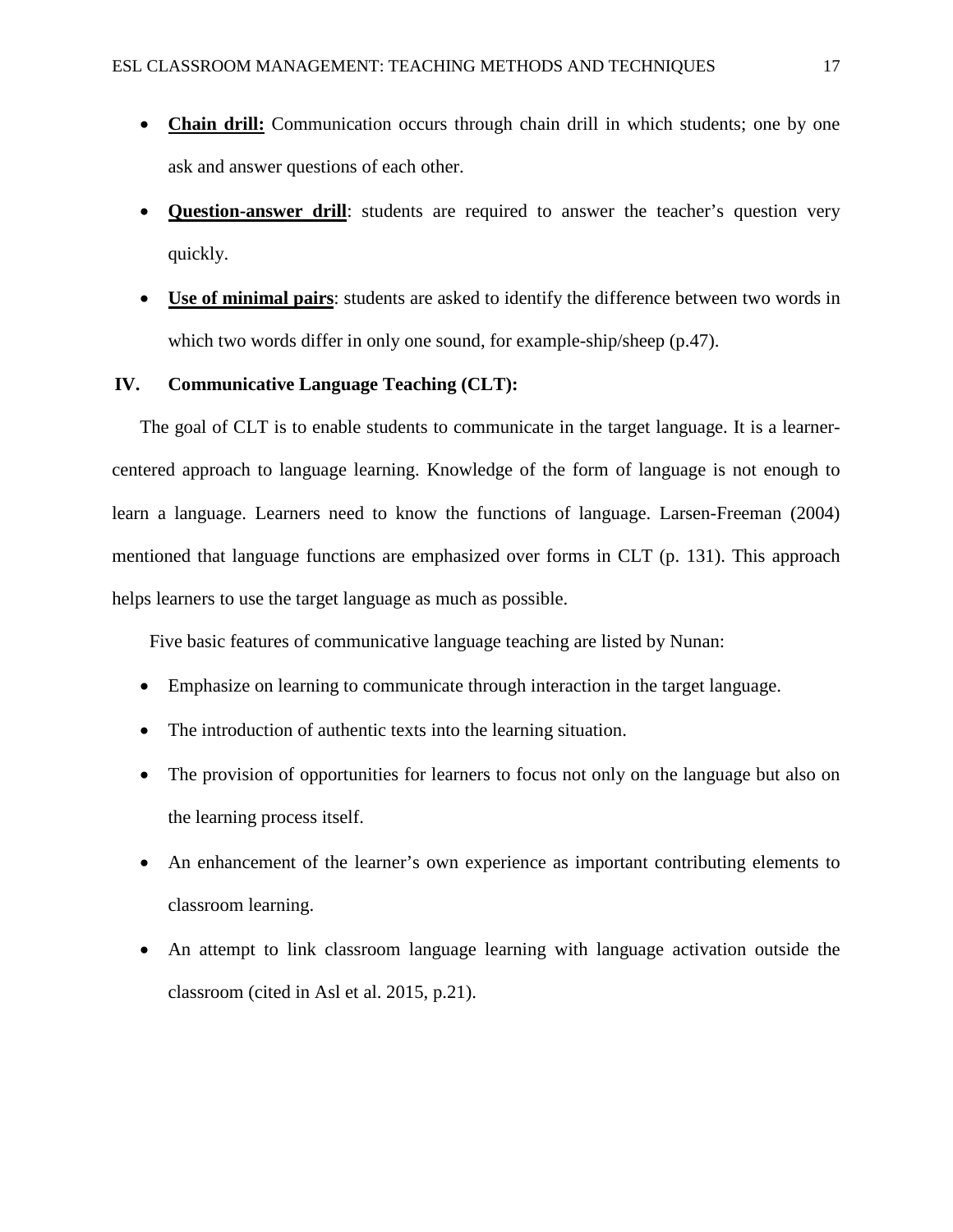- **Chain drill:** Communication occurs through chain drill in which students; one by one ask and answer questions of each other.
- **Question-answer drill**: students are required to answer the teacher's question very quickly.
- **Use of minimal pairs**: students are asked to identify the difference between two words in which two words differ in only one sound, for example-ship/sheep (p.47).

## IV. Communicative Language Teaching (CLT):

The goal of CLT is to enable students to communicate in the target language. It is a learner-centered approach to language learning. Knowledge of the form of language is not enough to learn a language. Learners need to know the functions of language. Larsen-Freeman (2004) mentioned that language functions are emphasized over forms in CLT (p. 131). This approach helps learners to use the target language as much as possible.

Five basic features of communicative language teaching are listed by Nunan:

- Emphasize on learning to communicate through interaction in the target language.
- The introduction of authentic texts into the learning situation.
- The provision of opportunities for learners to focus not only on the language but also on the learning process itself.
- An enhancement of the learner's own experience as important contributing elements to classroom learning.
- An attempt to link classroom language learning with language activation outside the classroom (cited in Asl et al. 2015, p.21).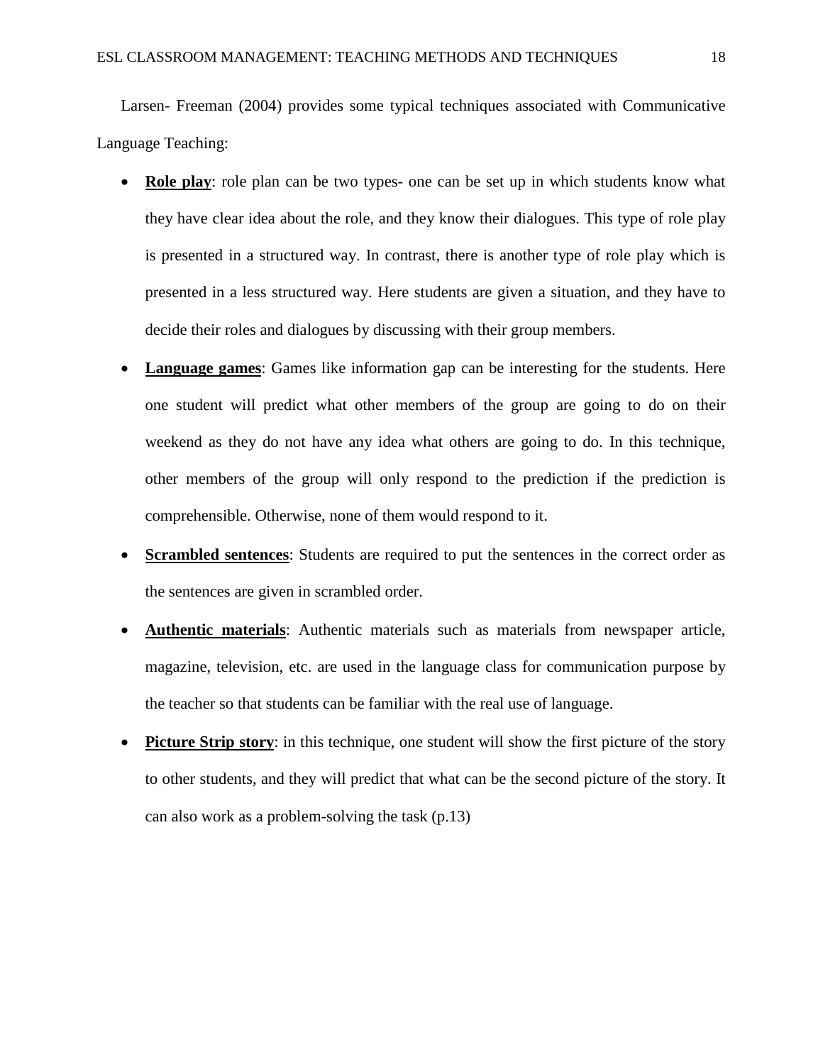Larsen- Freeman (2004) provides some typical techniques associated with Communicative Language Teaching:

- **Role play**: role plan can be two types- one can be set up in which students know what they have clear idea about the role, and they know their dialogues. This type of role play is presented in a structured way. In contrast, there is another type of role play which is presented in a less structured way. Here students are given a situation, and they have to decide their roles and dialogues by discussing with their group members.
- **Language games**: Games like information gap can be interesting for the students. Here one student will predict what other members of the group are going to do on their weekend as they do not have any idea what others are going to do. In this technique, other members of the group will only respond to the prediction if the prediction is comprehensible. Otherwise, none of them would respond to it.
- **Scrambled sentences**: Students are required to put the sentences in the correct order as the sentences are given in scrambled order.
- **Authentic materials**: Authentic materials such as materials from newspaper article, magazine, television, etc. are used in the language class for communication purpose by the teacher so that students can be familiar with the real use of language.
- **Picture Strip story**: in this technique, one student will show the first picture of the story to other students, and they will predict that what can be the second picture of the story. It can also work as a problem-solving the task (p.13)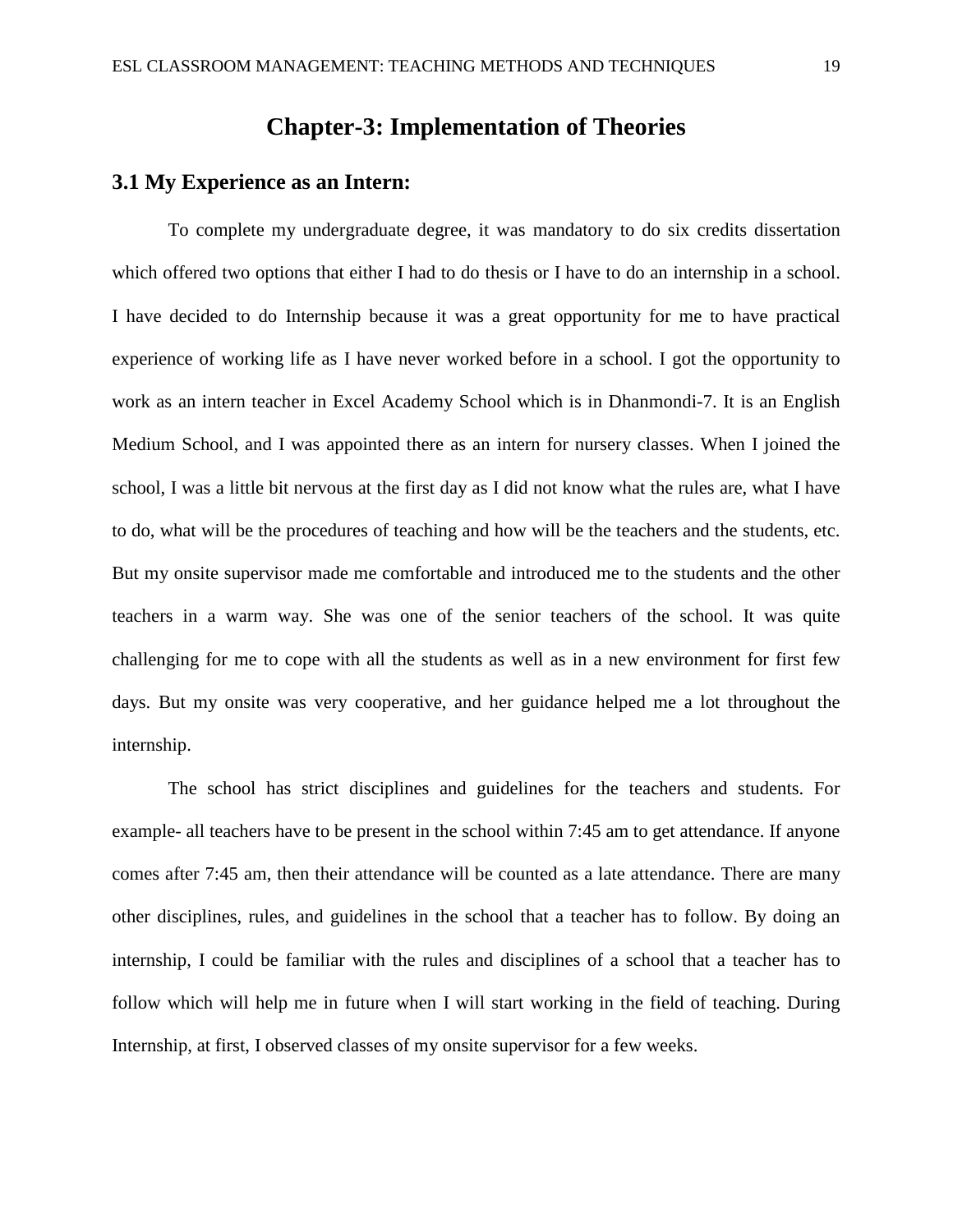# Chapter-3: Implementation of Theories

## 3.1 My Experience as an Intern:

To complete my undergraduate degree, it was mandatory to do six credits dissertation which offered two options that either I had to do thesis or I have to do an internship in a school. I have decided to do Internship because it was a great opportunity for me to have practical experience of working life as I have never worked before in a school. I got the opportunity to work as an intern teacher in Excel Academy School which is in Dhanmondi-7. It is an English Medium School, and I was appointed there as an intern for nursery classes. When I joined the school, I was a little bit nervous at the first day as I did not know what the rules are, what I have to do, what will be the procedures of teaching and how will be the teachers and the students, etc. But my onsite supervisor made me comfortable and introduced me to the students and the other teachers in a warm way. She was one of the senior teachers of the school. It was quite challenging for me to cope with all the students as well as in a new environment for first few days. But my onsite was very cooperative, and her guidance helped me a lot throughout the internship.

The school has strict disciplines and guidelines for the teachers and students. For example- all teachers have to be present in the school within 7:45 am to get attendance. If anyone comes after 7:45 am, then their attendance will be counted as a late attendance. There are many other disciplines, rules, and guidelines in the school that a teacher has to follow. By doing an internship, I could be familiar with the rules and disciplines of a school that a teacher has to follow which will help me in future when I will start working in the field of teaching. During Internship, at first, I observed classes of my onsite supervisor for a few weeks.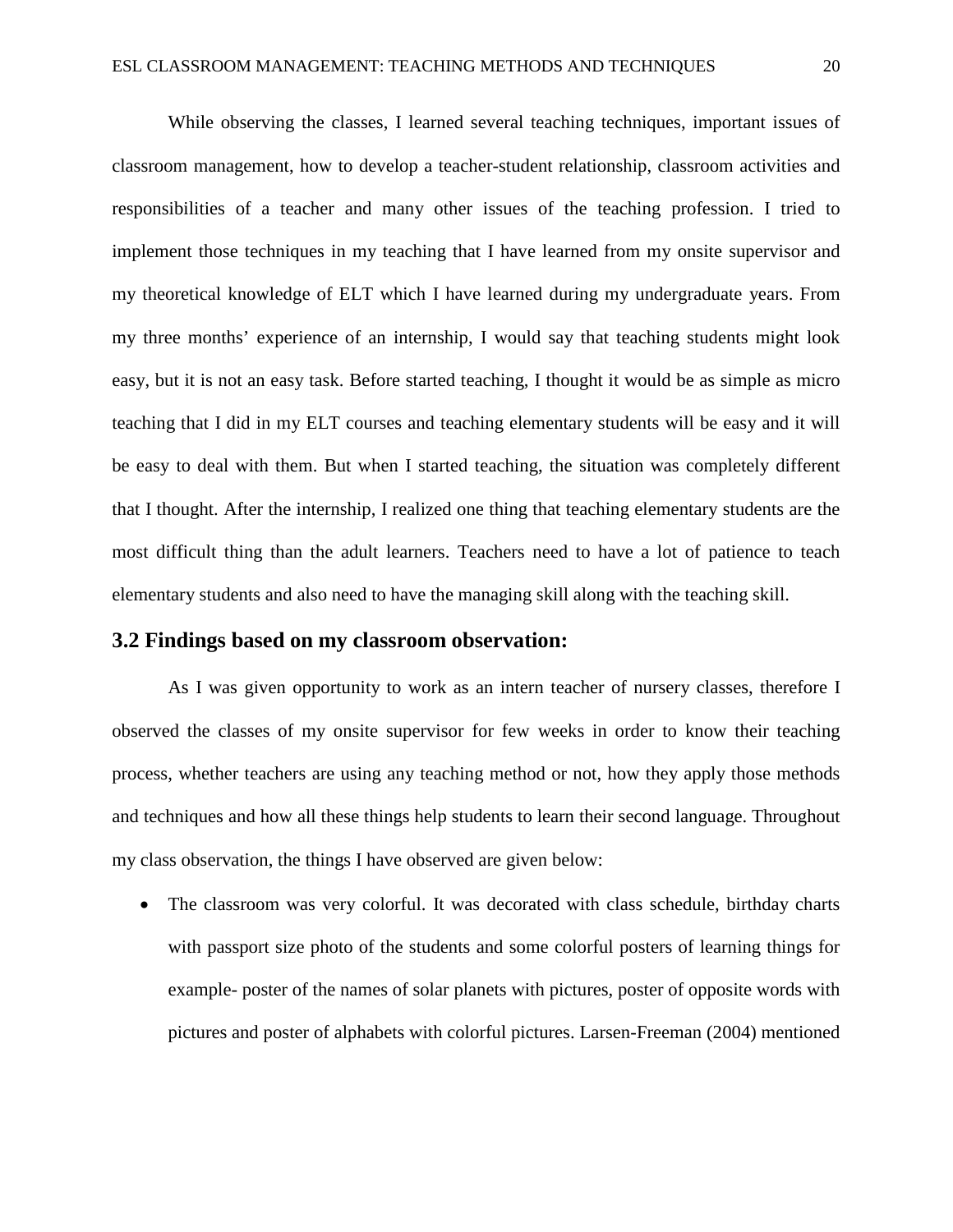While observing the classes, I learned several teaching techniques, important issues of classroom management, how to develop a teacher-student relationship, classroom activities and responsibilities of a teacher and many other issues of the teaching profession. I tried to implement those techniques in my teaching that I have learned from my onsite supervisor and my theoretical knowledge of ELT which I have learned during my undergraduate years. From my three months' experience of an internship, I would say that teaching students might look easy, but it is not an easy task. Before started teaching, I thought it would be as simple as micro teaching that I did in my ELT courses and teaching elementary students will be easy and it will be easy to deal with them. But when I started teaching, the situation was completely different that I thought. After the internship, I realized one thing that teaching elementary students are the most difficult thing than the adult learners. Teachers need to have a lot of patience to teach elementary students and also need to have the managing skill along with the teaching skill.

## 3.2 Findings based on my classroom observation:

As I was given opportunity to work as an intern teacher of nursery classes, therefore I observed the classes of my onsite supervisor for few weeks in order to know their teaching process, whether teachers are using any teaching method or not, how they apply those methods and techniques and how all these things help students to learn their second language. Throughout my class observation, the things I have observed are given below:

- The classroom was very colorful. It was decorated with class schedule, birthday charts with passport size photo of the students and some colorful posters of learning things for example- poster of the names of solar planets with pictures, poster of opposite words with pictures and poster of alphabets with colorful pictures. Larsen-Freeman (2004) mentioned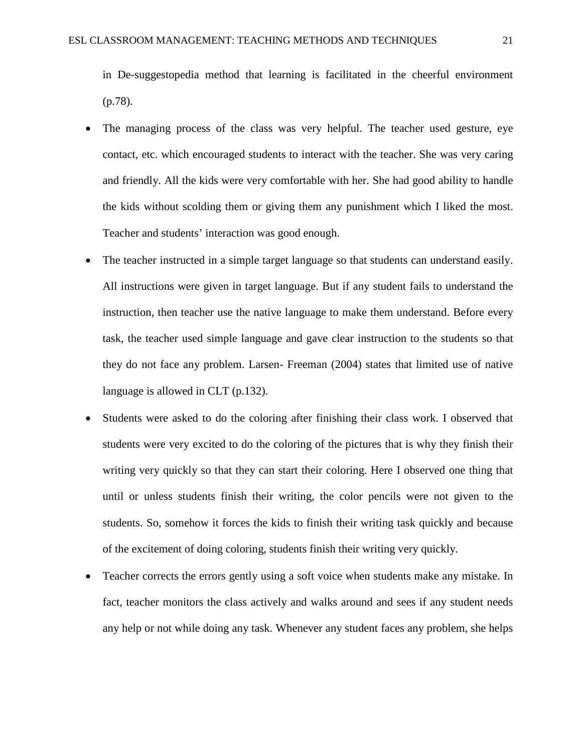in De-suggestopedia method that learning is facilitated in the cheerful environment (p.78).

- The managing process of the class was very helpful. The teacher used gesture, eye contact, etc. which encouraged students to interact with the teacher. She was very caring and friendly. All the kids were very comfortable with her. She had good ability to handle the kids without scolding them or giving them any punishment which I liked the most. Teacher and students' interaction was good enough.
- The teacher instructed in a simple target language so that students can understand easily. All instructions were given in target language. But if any student fails to understand the instruction, then teacher use the native language to make them understand. Before every task, the teacher used simple language and gave clear instruction to the students so that they do not face any problem. Larsen- Freeman (2004) states that limited use of native language is allowed in CLT (p.132).
- Students were asked to do the coloring after finishing their class work. I observed that students were very excited to do the coloring of the pictures that is why they finish their writing very quickly so that they can start their coloring. Here I observed one thing that until or unless students finish their writing, the color pencils were not given to the students. So, somehow it forces the kids to finish their writing task quickly and because of the excitement of doing coloring, students finish their writing very quickly.
- Teacher corrects the errors gently using a soft voice when students make any mistake. In fact, teacher monitors the class actively and walks around and sees if any student needs any help or not while doing any task. Whenever any student faces any problem, she helps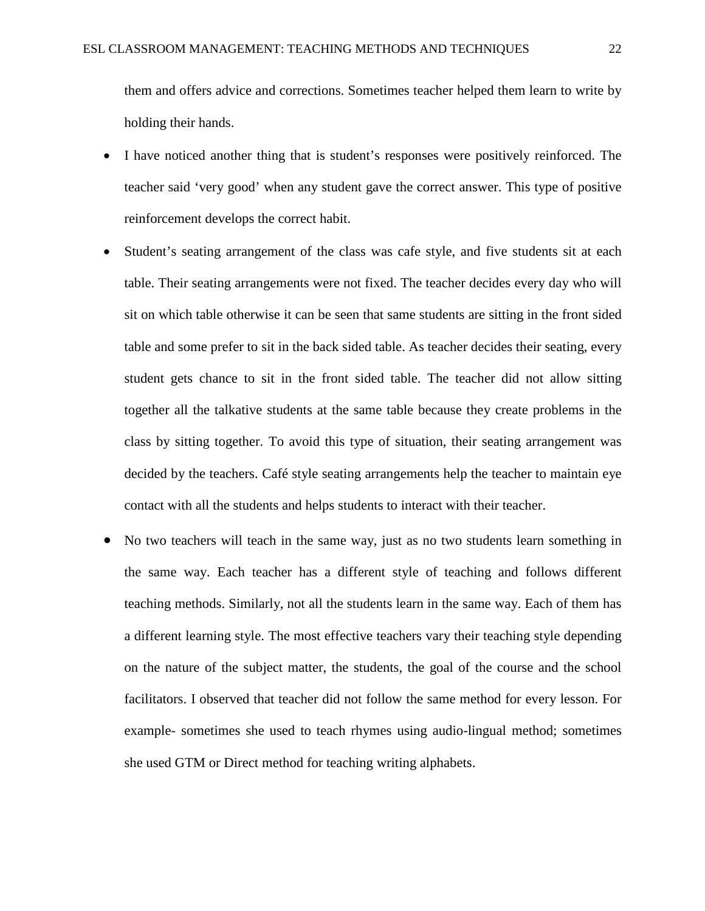them and offers advice and corrections. Sometimes teacher helped them learn to write by holding their hands.

- I have noticed another thing that is student's responses were positively reinforced. The teacher said 'very good' when any student gave the correct answer. This type of positive reinforcement develops the correct habit.
- Student's seating arrangement of the class was cafe style, and five students sit at each table. Their seating arrangements were not fixed. The teacher decides every day who will sit on which table otherwise it can be seen that same students are sitting in the front sided table and some prefer to sit in the back sided table. As teacher decides their seating, every student gets chance to sit in the front sided table. The teacher did not allow sitting together all the talkative students at the same table because they create problems in the class by sitting together. To avoid this type of situation, their seating arrangement was decided by the teachers. Café style seating arrangements help the teacher to maintain eye contact with all the students and helps students to interact with their teacher.
- No two teachers will teach in the same way, just as no two students learn something in the same way. Each teacher has a different style of teaching and follows different teaching methods. Similarly, not all the students learn in the same way. Each of them has a different learning style. The most effective teachers vary their teaching style depending on the nature of the subject matter, the students, the goal of the course and the school facilitators. I observed that teacher did not follow the same method for every lesson. For example- sometimes she used to teach rhymes using audio-lingual method; sometimes she used GTM or Direct method for teaching writing alphabets.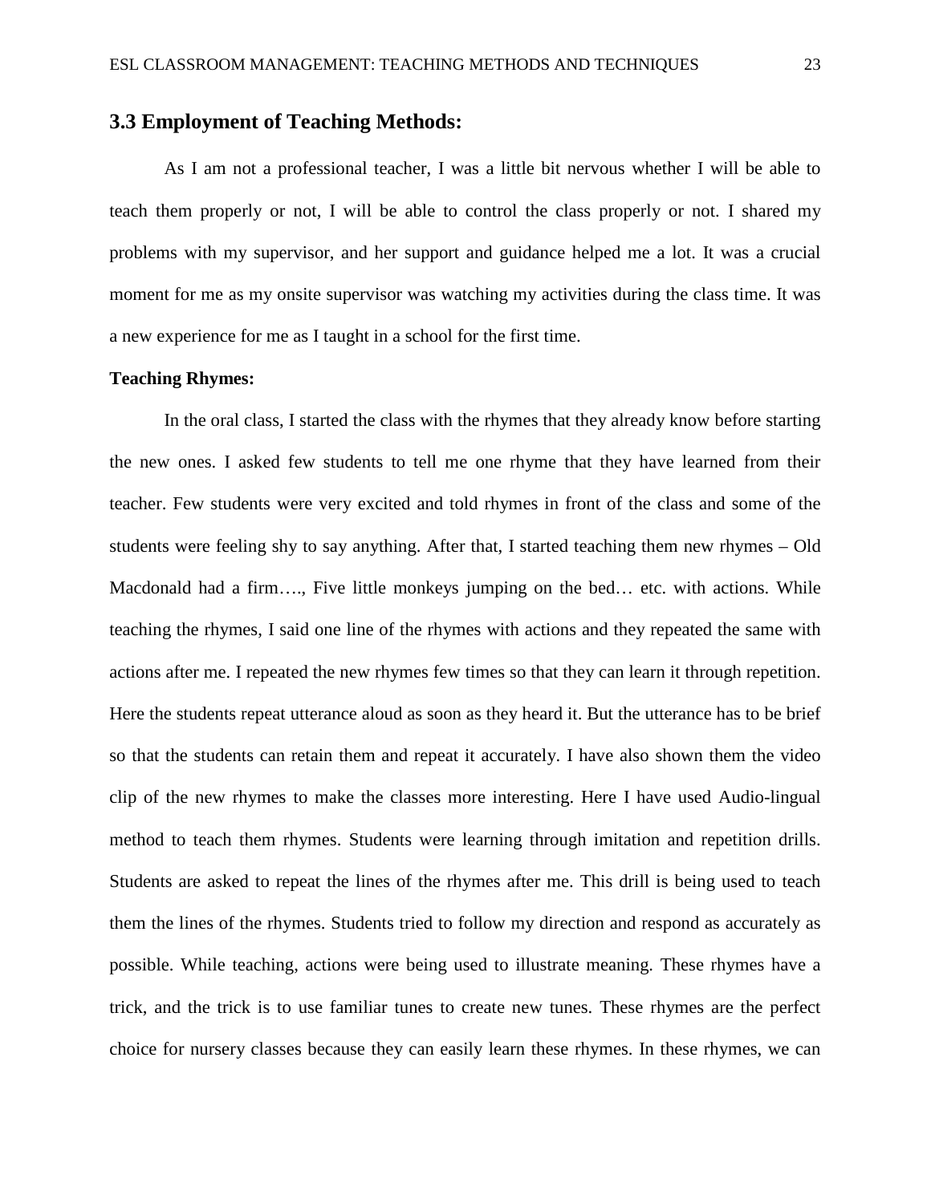## 3.3 Employment of Teaching Methods:

As I am not a professional teacher, I was a little bit nervous whether I will be able to teach them properly or not, I will be able to control the class properly or not. I shared my problems with my supervisor, and her support and guidance helped me a lot. It was a crucial moment for me as my onsite supervisor was watching my activities during the class time. It was a new experience for me as I taught in a school for the first time.

**Teaching Rhymes:**

In the oral class, I started the class with the rhymes that they already know before starting the new ones. I asked few students to tell me one rhyme that they have learned from their teacher. Few students were very excited and told rhymes in front of the class and some of the students were feeling shy to say anything. After that, I started teaching them new rhymes – Old Macdonald had a firm…., Five little monkeys jumping on the bed… etc. with actions. While teaching the rhymes, I said one line of the rhymes with actions and they repeated the same with actions after me. I repeated the new rhymes few times so that they can learn it through repetition. Here the students repeat utterance aloud as soon as they heard it. But the utterance has to be brief so that the students can retain them and repeat it accurately. I have also shown them the video clip of the new rhymes to make the classes more interesting. Here I have used Audio-lingual method to teach them rhymes. Students were learning through imitation and repetition drills. Students are asked to repeat the lines of the rhymes after me. This drill is being used to teach them the lines of the rhymes. Students tried to follow my direction and respond as accurately as possible. While teaching, actions were being used to illustrate meaning. These rhymes have a trick, and the trick is to use familiar tunes to create new tunes. These rhymes are the perfect choice for nursery classes because they can easily learn these rhymes. In these rhymes, we can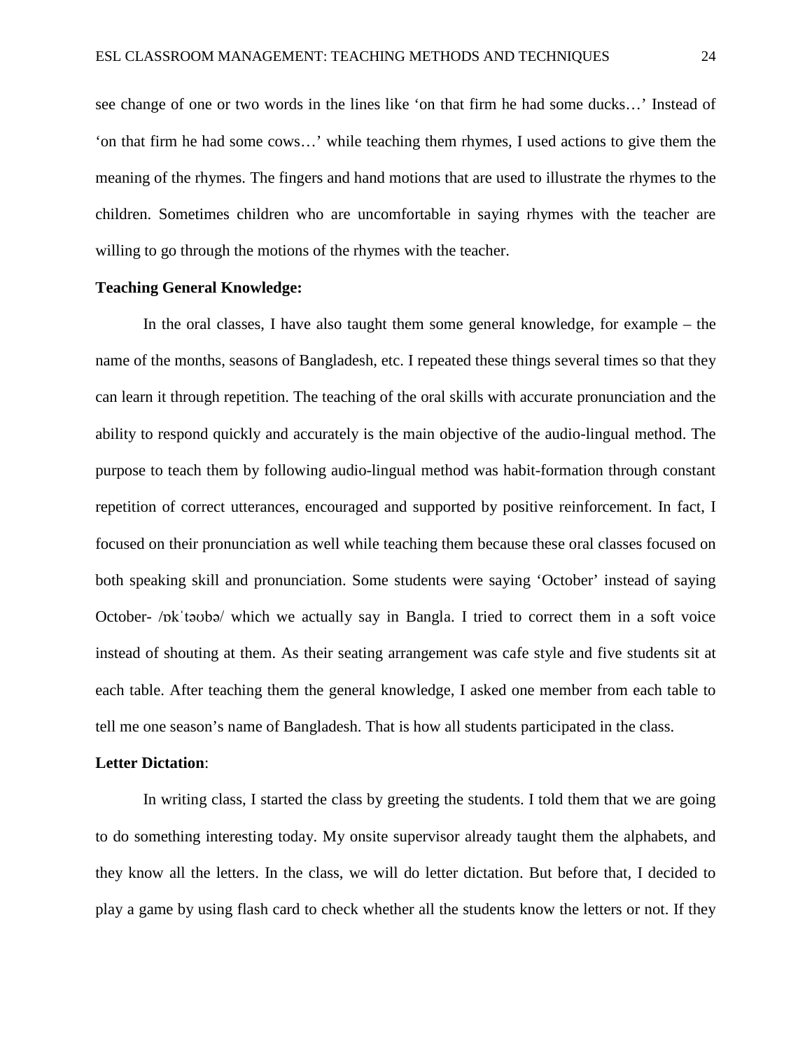see change of one or two words in the lines like ‘on that firm he had some ducks…’ Instead of ‘on that firm he had some cows…’ while teaching them rhymes, I used actions to give them the meaning of the rhymes. The fingers and hand motions that are used to illustrate the rhymes to the children. Sometimes children who are uncomfortable in saying rhymes with the teacher are willing to go through the motions of the rhymes with the teacher.

**Teaching General Knowledge:**

In the oral classes, I have also taught them some general knowledge, for example – the name of the months, seasons of Bangladesh, etc. I repeated these things several times so that they can learn it through repetition. The teaching of the oral skills with accurate pronunciation and the ability to respond quickly and accurately is the main objective of the audio-lingual method. The purpose to teach them by following audio-lingual method was habit-formation through constant repetition of correct utterances, encouraged and supported by positive reinforcement. In fact, I focused on their pronunciation as well while teaching them because these oral classes focused on both speaking skill and pronunciation. Some students were saying ‘October’ instead of saying October- /ɒkˈtəʊbə/ which we actually say in Bangla. I tried to correct them in a soft voice instead of shouting at them. As their seating arrangement was cafe style and five students sit at each table. After teaching them the general knowledge, I asked one member from each table to tell me one season’s name of Bangladesh. That is how all students participated in the class.

**Letter Dictation**:

In writing class, I started the class by greeting the students. I told them that we are going to do something interesting today. My onsite supervisor already taught them the alphabets, and they know all the letters. In the class, we will do letter dictation. But before that, I decided to play a game by using flash card to check whether all the students know the letters or not. If they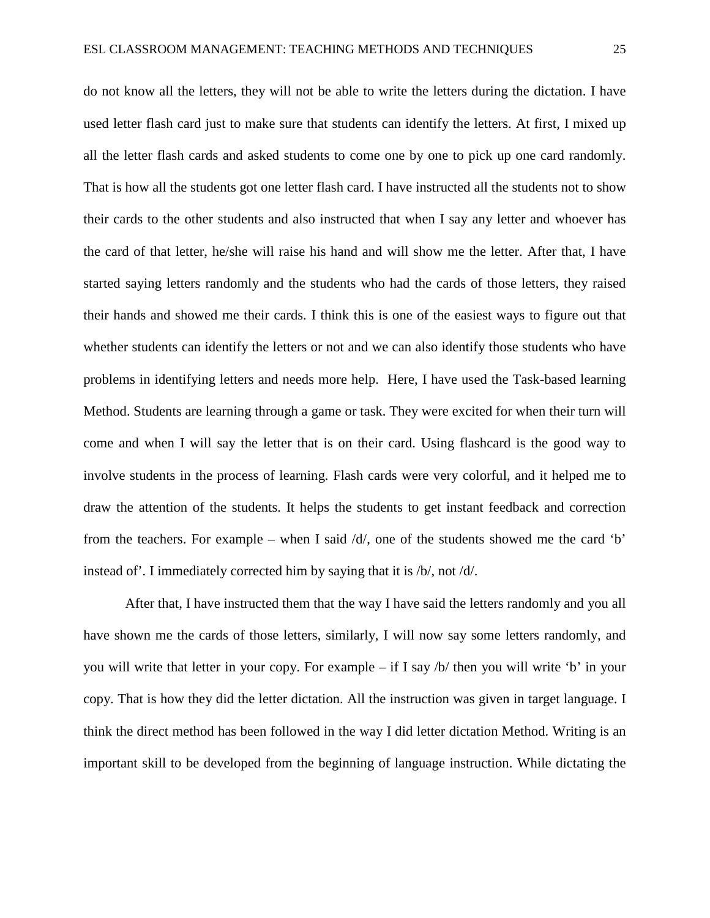do not know all the letters, they will not be able to write the letters during the dictation. I have used letter flash card just to make sure that students can identify the letters. At first, I mixed up all the letter flash cards and asked students to come one by one to pick up one card randomly. That is how all the students got one letter flash card. I have instructed all the students not to show their cards to the other students and also instructed that when I say any letter and whoever has the card of that letter, he/she will raise his hand and will show me the letter. After that, I have started saying letters randomly and the students who had the cards of those letters, they raised their hands and showed me their cards. I think this is one of the easiest ways to figure out that whether students can identify the letters or not and we can also identify those students who have problems in identifying letters and needs more help. Here, I have used the Task-based learning Method. Students are learning through a game or task. They were excited for when their turn will come and when I will say the letter that is on their card. Using flashcard is the good way to involve students in the process of learning. Flash cards were very colorful, and it helped me to draw the attention of the students. It helps the students to get instant feedback and correction from the teachers. For example – when I said /d/, one of the students showed me the card 'b' instead of'. I immediately corrected him by saying that it is /b/, not /d/.

After that, I have instructed them that the way I have said the letters randomly and you all have shown me the cards of those letters, similarly, I will now say some letters randomly, and you will write that letter in your copy. For example – if I say /b/ then you will write 'b' in your copy. That is how they did the letter dictation. All the instruction was given in target language. I think the direct method has been followed in the way I did letter dictation Method. Writing is an important skill to be developed from the beginning of language instruction. While dictating the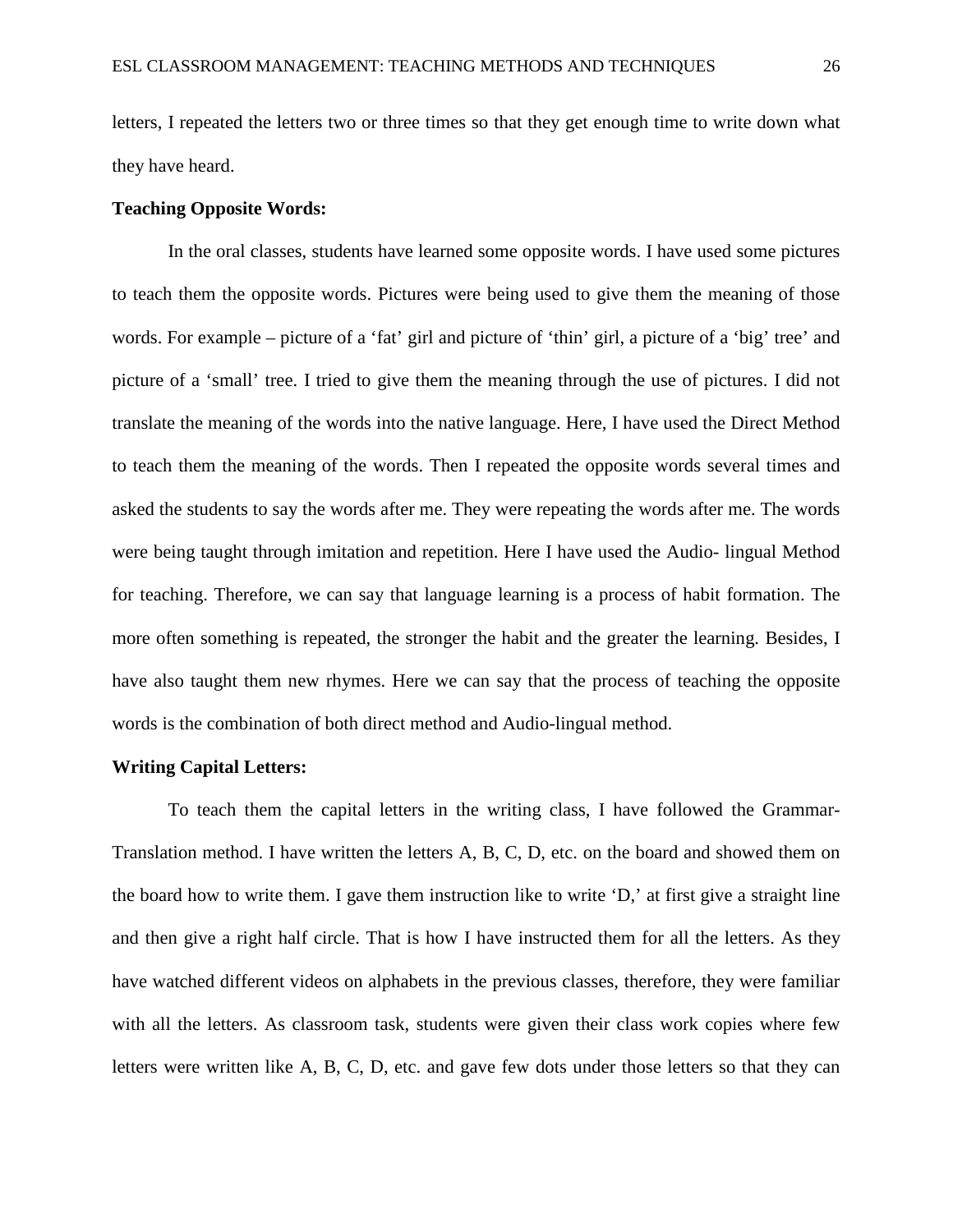letters, I repeated the letters two or three times so that they get enough time to write down what they have heard.

**Teaching Opposite Words:**

In the oral classes, students have learned some opposite words. I have used some pictures to teach them the opposite words. Pictures were being used to give them the meaning of those words. For example – picture of a 'fat' girl and picture of 'thin' girl, a picture of a 'big' tree' and picture of a 'small' tree. I tried to give them the meaning through the use of pictures. I did not translate the meaning of the words into the native language. Here, I have used the Direct Method to teach them the meaning of the words. Then I repeated the opposite words several times and asked the students to say the words after me. They were repeating the words after me. The words were being taught through imitation and repetition. Here I have used the Audio- lingual Method for teaching. Therefore, we can say that language learning is a process of habit formation. The more often something is repeated, the stronger the habit and the greater the learning. Besides, I have also taught them new rhymes. Here we can say that the process of teaching the opposite words is the combination of both direct method and Audio-lingual method.

**Writing Capital Letters:**

To teach them the capital letters in the writing class, I have followed the Grammar-Translation method. I have written the letters A, B, C, D, etc. on the board and showed them on the board how to write them. I gave them instruction like to write 'D,' at first give a straight line and then give a right half circle. That is how I have instructed them for all the letters. As they have watched different videos on alphabets in the previous classes, therefore, they were familiar with all the letters. As classroom task, students were given their class work copies where few letters were written like A, B, C, D, etc. and gave few dots under those letters so that they can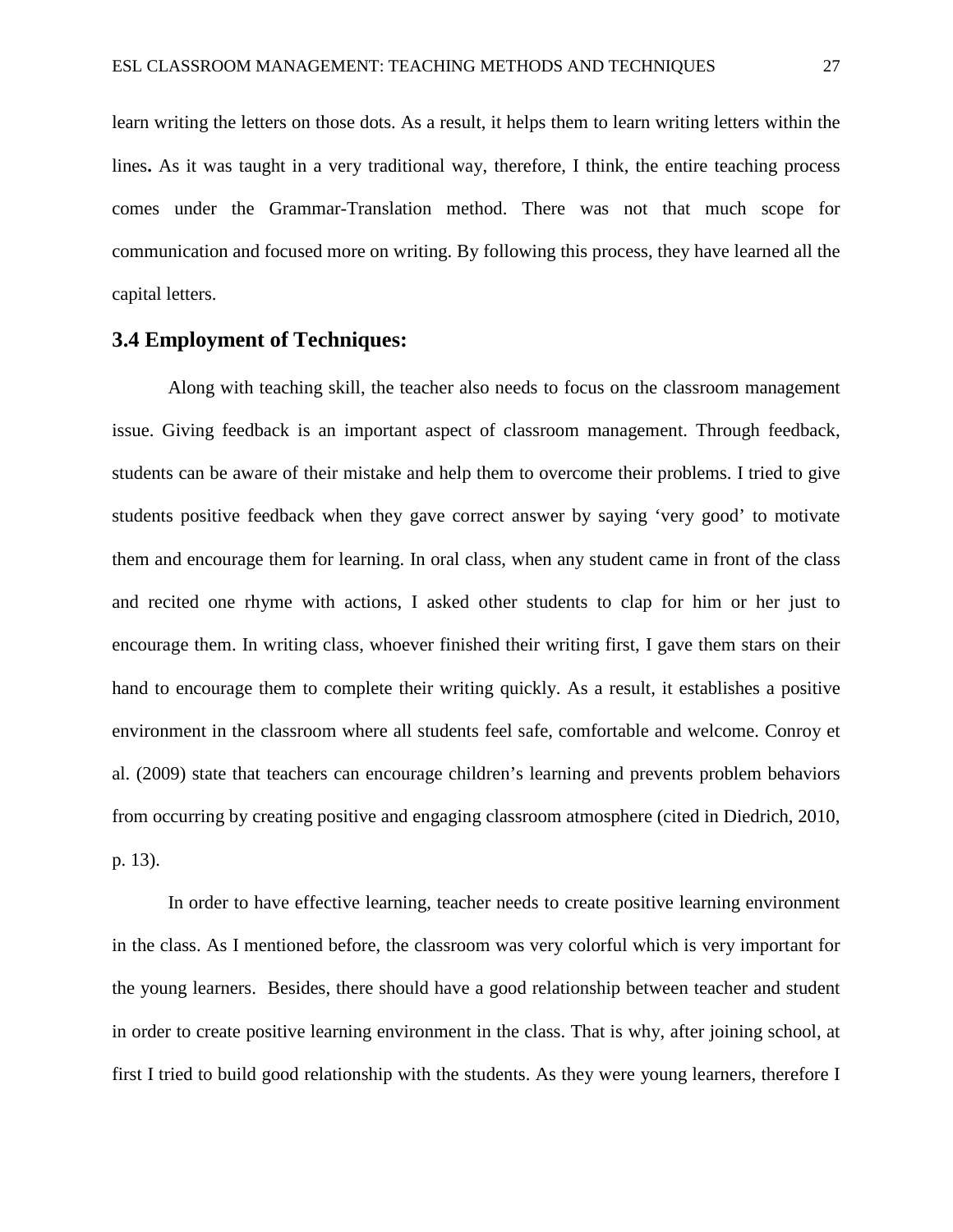learn writing the letters on those dots. As a result, it helps them to learn writing letters within the lines**.** As it was taught in a very traditional way, therefore, I think, the entire teaching process comes under the Grammar-Translation method. There was not that much scope for communication and focused more on writing. By following this process, they have learned all the capital letters.

### 3.4 Employment of Techniques:

Along with teaching skill, the teacher also needs to focus on the classroom management issue. Giving feedback is an important aspect of classroom management. Through feedback, students can be aware of their mistake and help them to overcome their problems. I tried to give students positive feedback when they gave correct answer by saying 'very good' to motivate them and encourage them for learning. In oral class, when any student came in front of the class and recited one rhyme with actions, I asked other students to clap for him or her just to encourage them. In writing class, whoever finished their writing first, I gave them stars on their hand to encourage them to complete their writing quickly. As a result, it establishes a positive environment in the classroom where all students feel safe, comfortable and welcome. Conroy et al. (2009) state that teachers can encourage children's learning and prevents problem behaviors from occurring by creating positive and engaging classroom atmosphere (cited in Diedrich, 2010, p. 13).

In order to have effective learning, teacher needs to create positive learning environment in the class. As I mentioned before, the classroom was very colorful which is very important for the young learners. Besides, there should have a good relationship between teacher and student in order to create positive learning environment in the class. That is why, after joining school, at first I tried to build good relationship with the students. As they were young learners, therefore I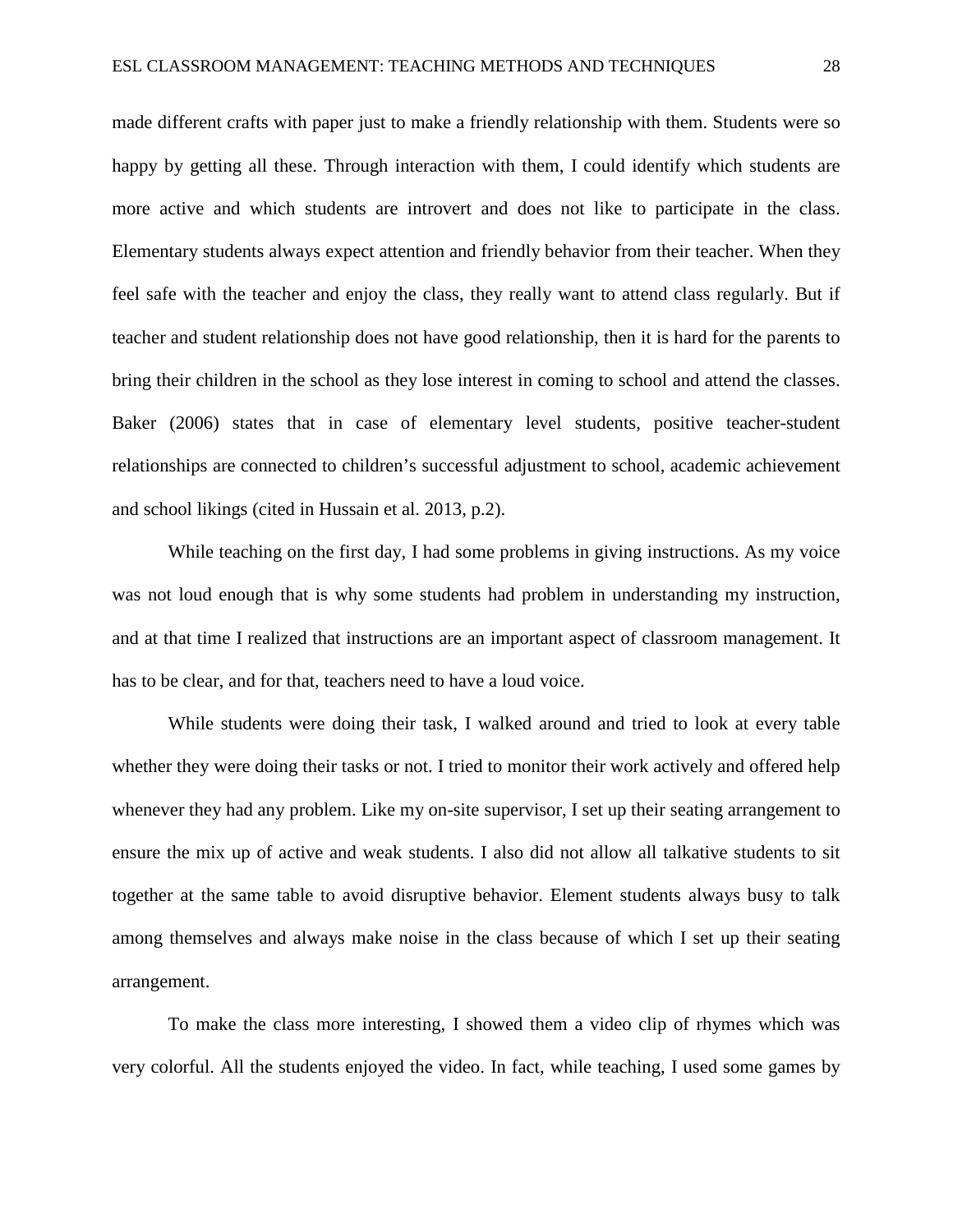made different crafts with paper just to make a friendly relationship with them. Students were so happy by getting all these. Through interaction with them, I could identify which students are more active and which students are introvert and does not like to participate in the class. Elementary students always expect attention and friendly behavior from their teacher. When they feel safe with the teacher and enjoy the class, they really want to attend class regularly. But if teacher and student relationship does not have good relationship, then it is hard for the parents to bring their children in the school as they lose interest in coming to school and attend the classes. Baker (2006) states that in case of elementary level students, positive teacher-student relationships are connected to children's successful adjustment to school, academic achievement and school likings (cited in Hussain et al. 2013, p.2).

While teaching on the first day, I had some problems in giving instructions. As my voice was not loud enough that is why some students had problem in understanding my instruction, and at that time I realized that instructions are an important aspect of classroom management. It has to be clear, and for that, teachers need to have a loud voice.

While students were doing their task, I walked around and tried to look at every table whether they were doing their tasks or not. I tried to monitor their work actively and offered help whenever they had any problem. Like my on-site supervisor, I set up their seating arrangement to ensure the mix up of active and weak students. I also did not allow all talkative students to sit together at the same table to avoid disruptive behavior. Element students always busy to talk among themselves and always make noise in the class because of which I set up their seating arrangement.

To make the class more interesting, I showed them a video clip of rhymes which was very colorful. All the students enjoyed the video. In fact, while teaching, I used some games by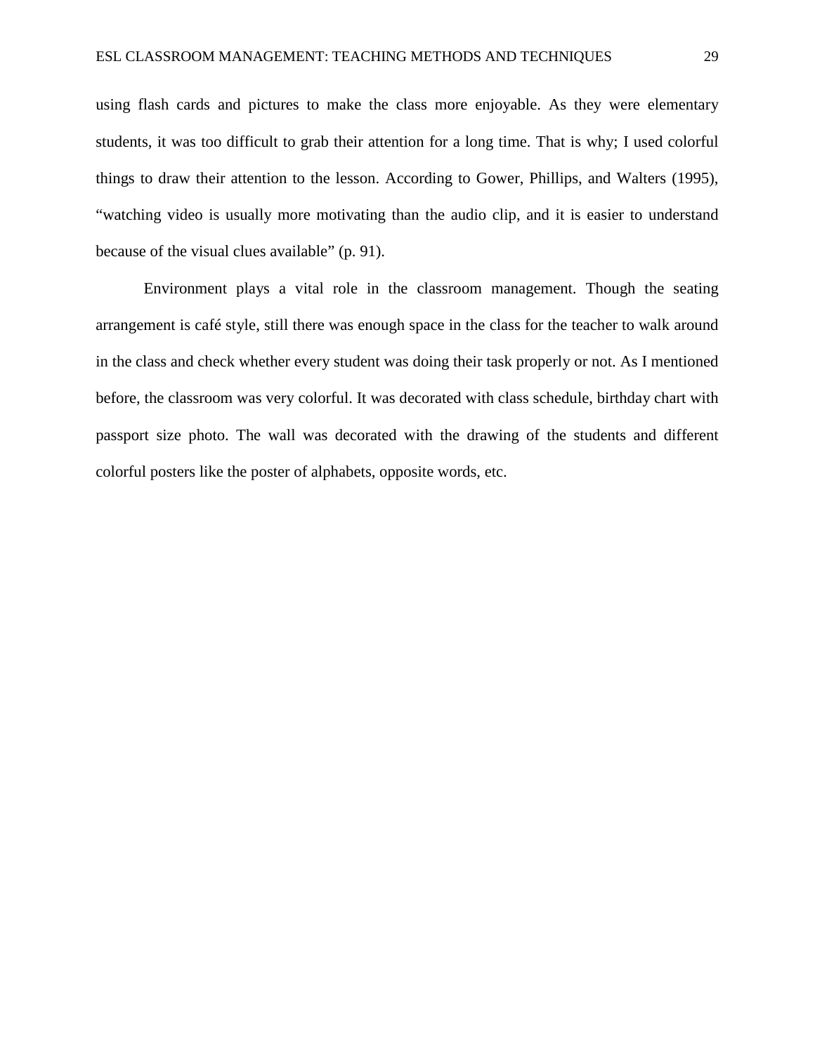using flash cards and pictures to make the class more enjoyable. As they were elementary students, it was too difficult to grab their attention for a long time. That is why; I used colorful things to draw their attention to the lesson. According to Gower, Phillips, and Walters (1995), “watching video is usually more motivating than the audio clip, and it is easier to understand because of the visual clues available” (p. 91).

Environment plays a vital role in the classroom management. Though the seating arrangement is café style, still there was enough space in the class for the teacher to walk around in the class and check whether every student was doing their task properly or not. As I mentioned before, the classroom was very colorful. It was decorated with class schedule, birthday chart with passport size photo. The wall was decorated with the drawing of the students and different colorful posters like the poster of alphabets, opposite words, etc.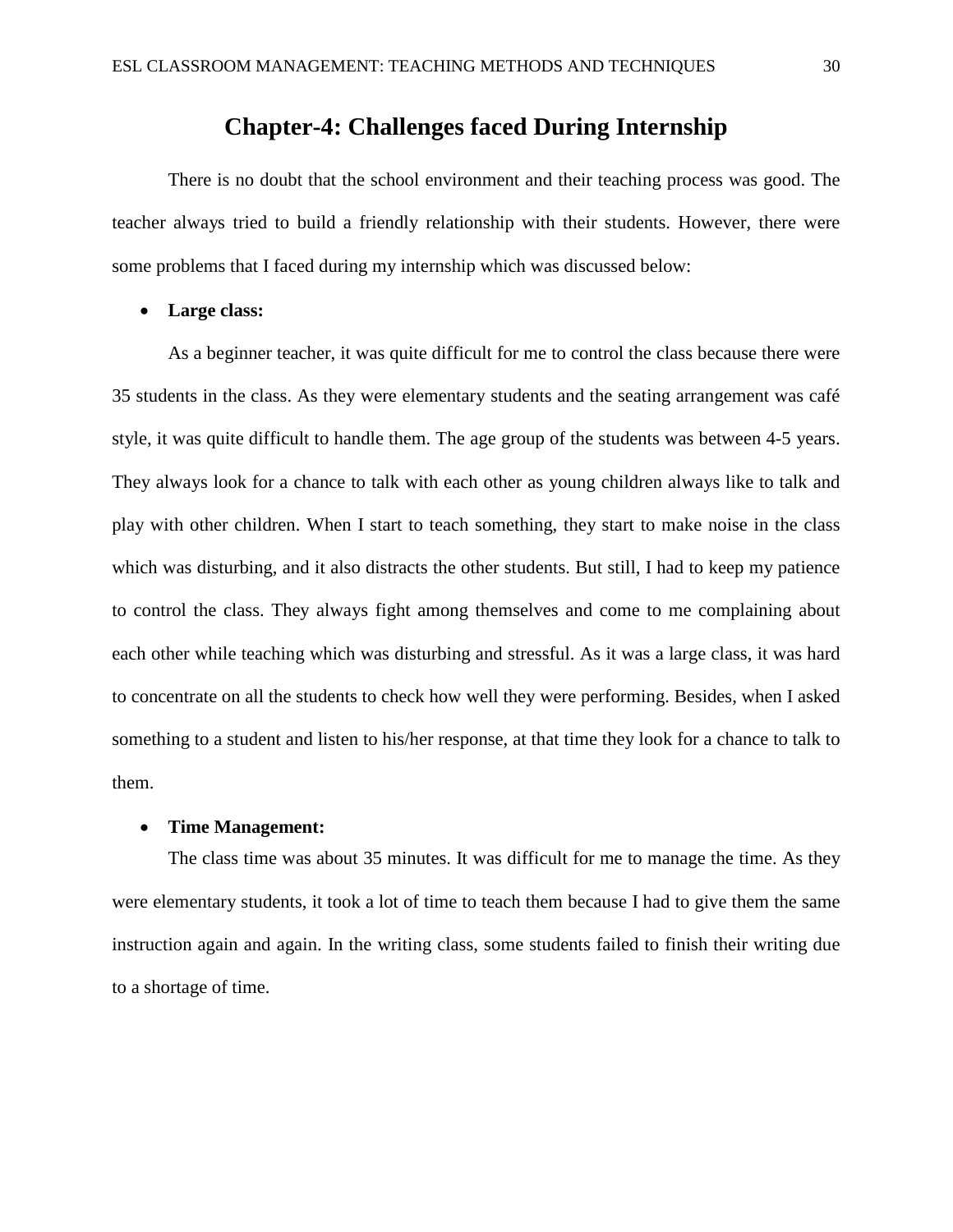# Chapter-4: Challenges faced During Internship

There is no doubt that the school environment and their teaching process was good. The teacher always tried to build a friendly relationship with their students. However, there were some problems that I faced during my internship which was discussed below:

- **Large class:**

As a beginner teacher, it was quite difficult for me to control the class because there were 35 students in the class. As they were elementary students and the seating arrangement was café style, it was quite difficult to handle them. The age group of the students was between 4-5 years. They always look for a chance to talk with each other as young children always like to talk and play with other children. When I start to teach something, they start to make noise in the class which was disturbing, and it also distracts the other students. But still, I had to keep my patience to control the class. They always fight among themselves and come to me complaining about each other while teaching which was disturbing and stressful. As it was a large class, it was hard to concentrate on all the students to check how well they were performing. Besides, when I asked something to a student and listen to his/her response, at that time they look for a chance to talk to them.

- **Time Management:**

The class time was about 35 minutes. It was difficult for me to manage the time. As they were elementary students, it took a lot of time to teach them because I had to give them the same instruction again and again. In the writing class, some students failed to finish their writing due to a shortage of time.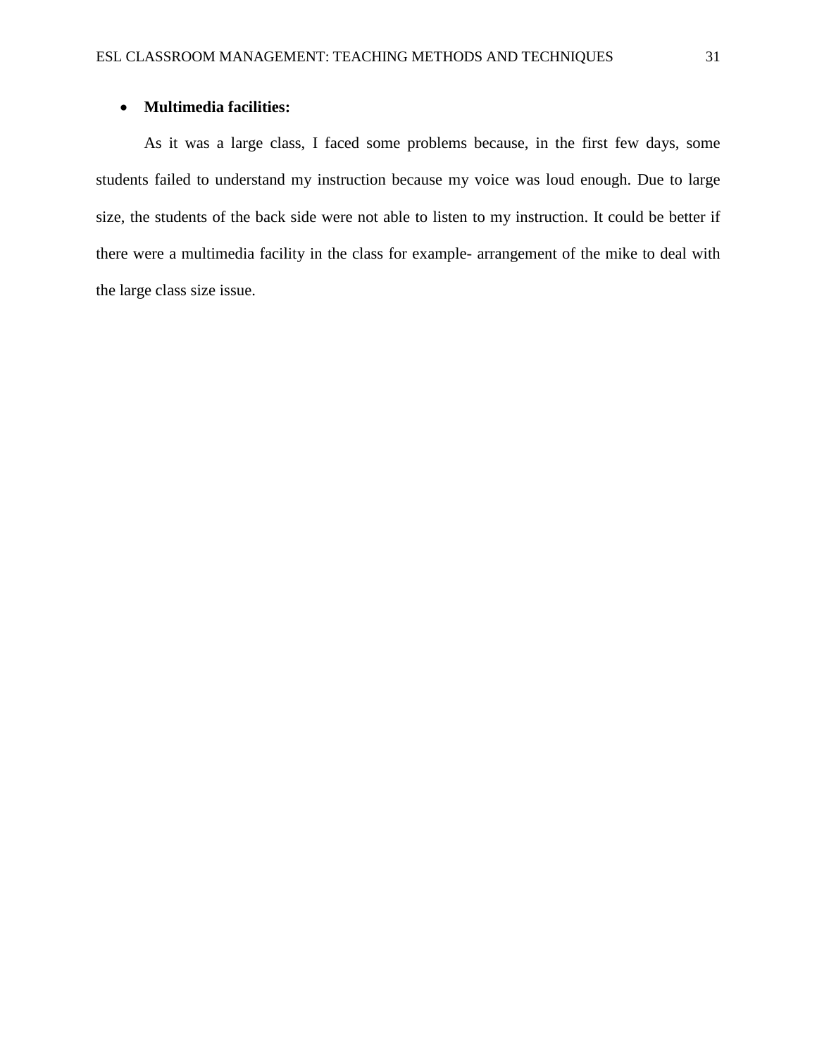- **Multimedia facilities:**

As it was a large class, I faced some problems because, in the first few days, some students failed to understand my instruction because my voice was loud enough. Due to large size, the students of the back side were not able to listen to my instruction. It could be better if there were a multimedia facility in the class for example- arrangement of the mike to deal with the large class size issue.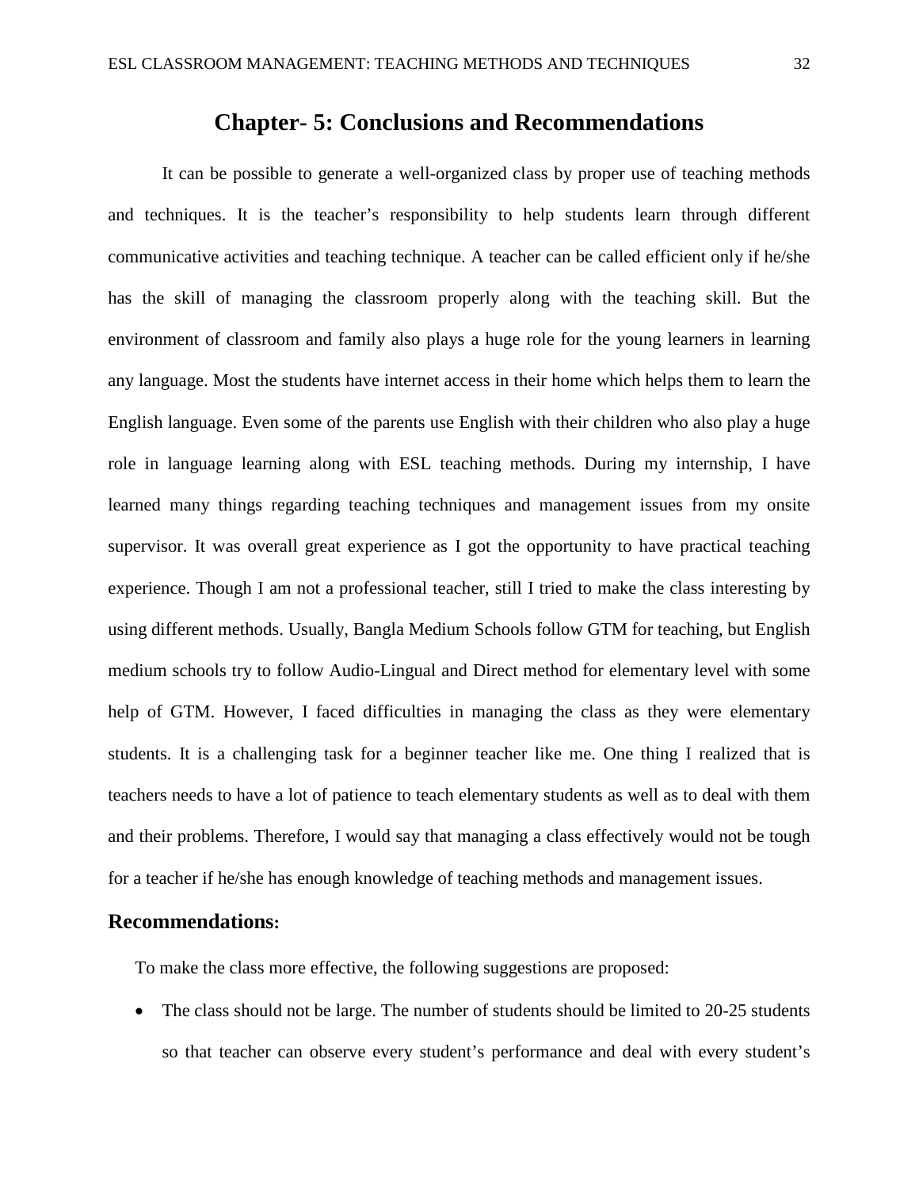# Chapter- 5: Conclusions and Recommendations

It can be possible to generate a well-organized class by proper use of teaching methods and techniques. It is the teacher's responsibility to help students learn through different communicative activities and teaching technique. A teacher can be called efficient only if he/she has the skill of managing the classroom properly along with the teaching skill. But the environment of classroom and family also plays a huge role for the young learners in learning any language. Most the students have internet access in their home which helps them to learn the English language. Even some of the parents use English with their children who also play a huge role in language learning along with ESL teaching methods. During my internship, I have learned many things regarding teaching techniques and management issues from my onsite supervisor. It was overall great experience as I got the opportunity to have practical teaching experience. Though I am not a professional teacher, still I tried to make the class interesting by using different methods. Usually, Bangla Medium Schools follow GTM for teaching, but English medium schools try to follow Audio-Lingual and Direct method for elementary level with some help of GTM. However, I faced difficulties in managing the class as they were elementary students. It is a challenging task for a beginner teacher like me. One thing I realized that is teachers needs to have a lot of patience to teach elementary students as well as to deal with them and their problems. Therefore, I would say that managing a class effectively would not be tough for a teacher if he/she has enough knowledge of teaching methods and management issues.

## Recommendations:

To make the class more effective, the following suggestions are proposed:

- The class should not be large. The number of students should be limited to 20-25 students so that teacher can observe every student's performance and deal with every student's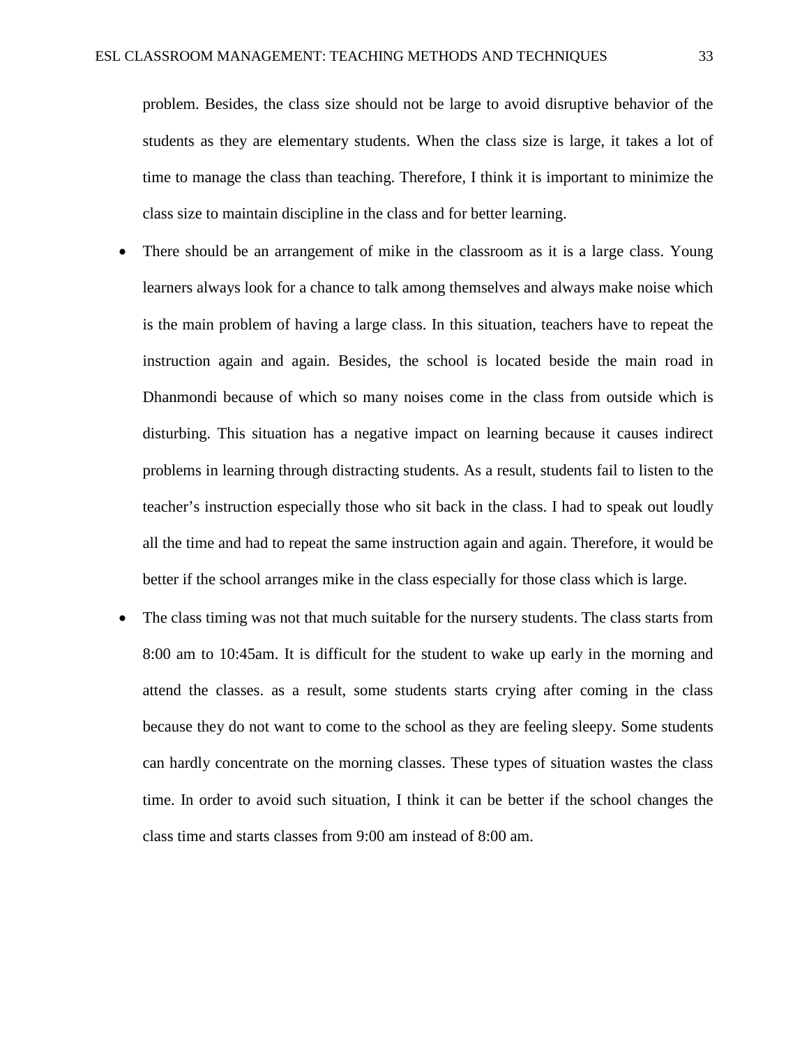problem. Besides, the class size should not be large to avoid disruptive behavior of the students as they are elementary students. When the class size is large, it takes a lot of time to manage the class than teaching. Therefore, I think it is important to minimize the class size to maintain discipline in the class and for better learning.

- There should be an arrangement of mike in the classroom as it is a large class. Young learners always look for a chance to talk among themselves and always make noise which is the main problem of having a large class. In this situation, teachers have to repeat the instruction again and again. Besides, the school is located beside the main road in Dhanmondi because of which so many noises come in the class from outside which is disturbing. This situation has a negative impact on learning because it causes indirect problems in learning through distracting students. As a result, students fail to listen to the teacher's instruction especially those who sit back in the class. I had to speak out loudly all the time and had to repeat the same instruction again and again. Therefore, it would be better if the school arranges mike in the class especially for those class which is large.
- The class timing was not that much suitable for the nursery students. The class starts from 8:00 am to 10:45am. It is difficult for the student to wake up early in the morning and attend the classes. as a result, some students starts crying after coming in the class because they do not want to come to the school as they are feeling sleepy. Some students can hardly concentrate on the morning classes. These types of situation wastes the class time. In order to avoid such situation, I think it can be better if the school changes the class time and starts classes from 9:00 am instead of 8:00 am.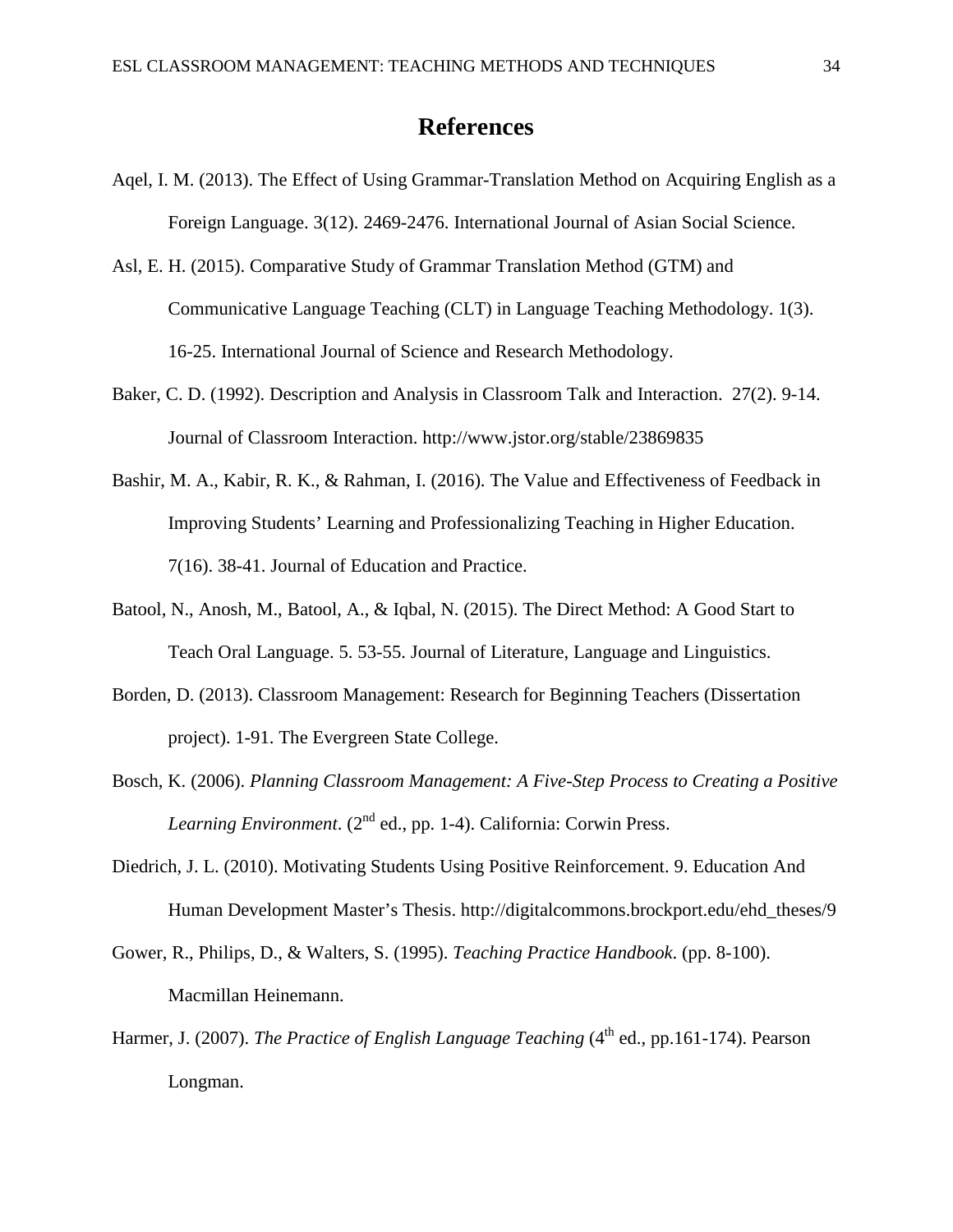# References

Aqel, I. M. (2013). The Effect of Using Grammar-Translation Method on Acquiring English as a Foreign Language. 3(12). 2469-2476. International Journal of Asian Social Science.

Asl, E. H. (2015). Comparative Study of Grammar Translation Method (GTM) and Communicative Language Teaching (CLT) in Language Teaching Methodology. 1(3). 16-25. International Journal of Science and Research Methodology.

Baker, C. D. (1992). Description and Analysis in Classroom Talk and Interaction. 27(2). 9-14. Journal of Classroom Interaction. http://www.jstor.org/stable/23869835

Bashir, M. A., Kabir, R. K., & Rahman, I. (2016). The Value and Effectiveness of Feedback in Improving Students' Learning and Professionalizing Teaching in Higher Education. 7(16). 38-41. Journal of Education and Practice.

Batool, N., Anosh, M., Batool, A., & Iqbal, N. (2015). The Direct Method: A Good Start to Teach Oral Language. 5. 53-55. Journal of Literature, Language and Linguistics.

Borden, D. (2013). Classroom Management: Research for Beginning Teachers (Dissertation project). 1-91. The Evergreen State College.

Bosch, K. (2006). *Planning Classroom Management: A Five-Step Process to Creating a Positive Learning Environment*. (2nd ed., pp. 1-4). California: Corwin Press.

Diedrich, J. L. (2010). Motivating Students Using Positive Reinforcement. 9. Education And Human Development Master's Thesis. http://digitalcommons.brockport.edu/ehd_theses/9

Gower, R., Philips, D., & Walters, S. (1995). *Teaching Practice Handbook*. (pp. 8-100). Macmillan Heinemann.

Harmer, J. (2007). *The Practice of English Language Teaching* (4th ed., pp.161-174). Pearson Longman.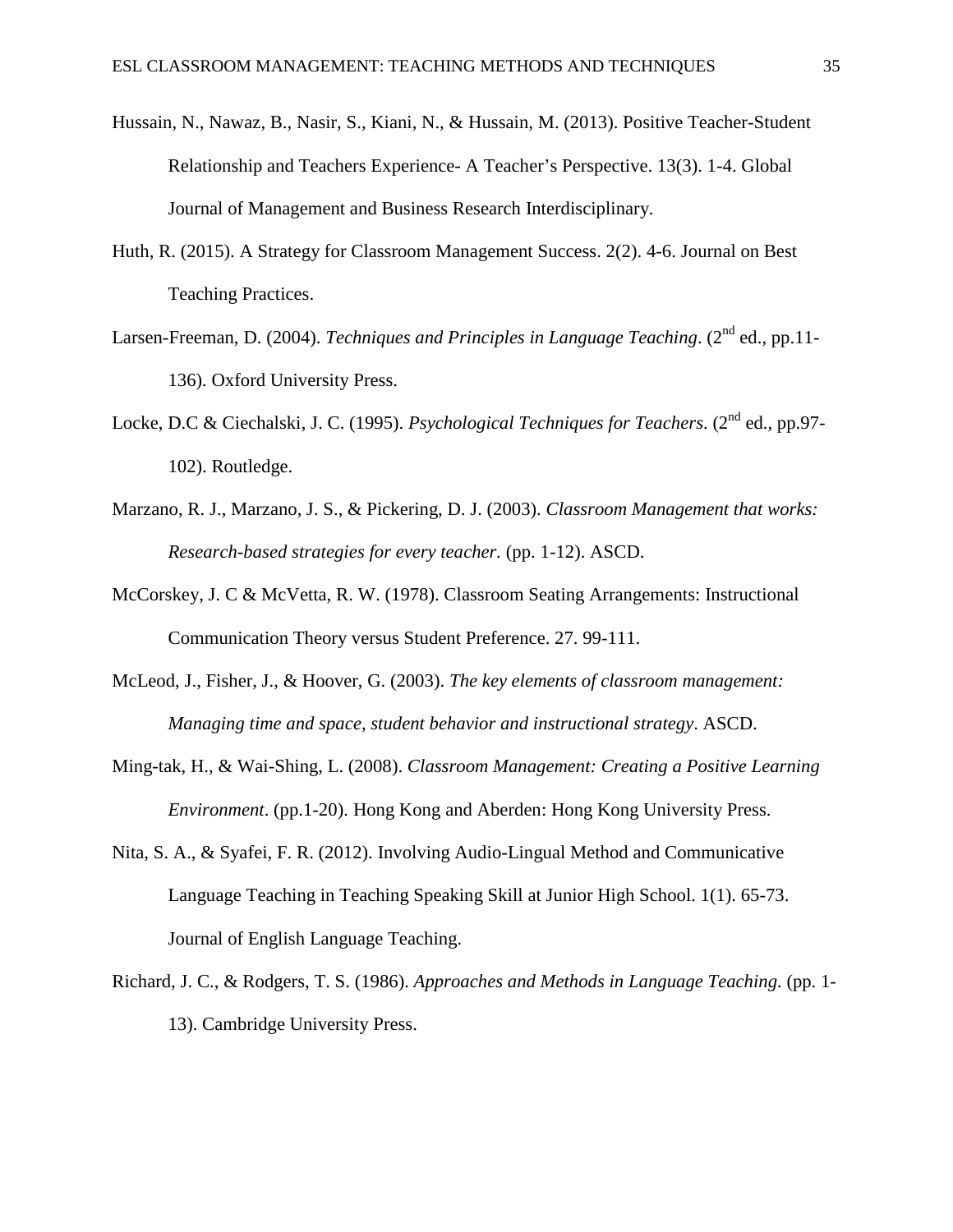Hussain, N., Nawaz, B., Nasir, S., Kiani, N., & Hussain, M. (2013). Positive Teacher-Student Relationship and Teachers Experience- A Teacher's Perspective. 13(3). 1-4. Global Journal of Management and Business Research Interdisciplinary.

Huth, R. (2015). A Strategy for Classroom Management Success. 2(2). 4-6. Journal on Best Teaching Practices.

Larsen-Freeman, D. (2004). *Techniques and Principles in Language Teaching*. (2nd ed., pp.11-136). Oxford University Press.

Locke, D.C & Ciechalski, J. C. (1995). *Psychological Techniques for Teachers*. (2nd ed., pp.97-102). Routledge.

Marzano, R. J., Marzano, J. S., & Pickering, D. J. (2003). *Classroom Management that works: Research-based strategies for every teacher.* (pp. 1-12). ASCD.

McCorskey, J. C & McVetta, R. W. (1978). Classroom Seating Arrangements: Instructional Communication Theory versus Student Preference. 27. 99-111.

McLeod, J., Fisher, J., & Hoover, G. (2003). *The key elements of classroom management: Managing time and space, student behavior and instructional strategy*. ASCD.

Ming-tak, H., & Wai-Shing, L. (2008). *Classroom Management: Creating a Positive Learning Environment*. (pp.1-20). Hong Kong and Aberden: Hong Kong University Press.

Nita, S. A., & Syafei, F. R. (2012). Involving Audio-Lingual Method and Communicative Language Teaching in Teaching Speaking Skill at Junior High School. 1(1). 65-73. Journal of English Language Teaching.

Richard, J. C., & Rodgers, T. S. (1986). *Approaches and Methods in Language Teaching*. (pp. 1-13). Cambridge University Press.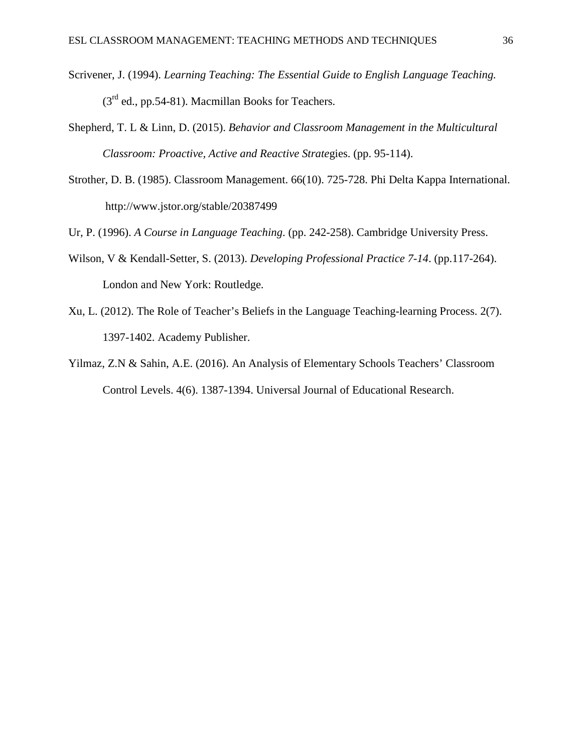Scrivener, J. (1994). *Learning Teaching: The Essential Guide to English Language Teaching.* (3rd ed., pp.54-81). Macmillan Books for Teachers.

Shepherd, T. L & Linn, D. (2015). *Behavior and Classroom Management in the Multicultural Classroom: Proactive, Active and Reactive Strate*gies. (pp. 95-114).

Strother, D. B. (1985). Classroom Management. 66(10). 725-728. Phi Delta Kappa International. http://www.jstor.org/stable/20387499

Ur, P. (1996). *A Course in Language Teaching*. (pp. 242-258). Cambridge University Press.

Wilson, V & Kendall-Setter, S. (2013). *Developing Professional Practice 7-14*. (pp.117-264). London and New York: Routledge.

Xu, L. (2012). The Role of Teacher's Beliefs in the Language Teaching-learning Process. 2(7). 1397-1402. Academy Publisher.

Yilmaz, Z.N & Sahin, A.E. (2016). An Analysis of Elementary Schools Teachers' Classroom Control Levels. 4(6). 1387-1394. Universal Journal of Educational Research.